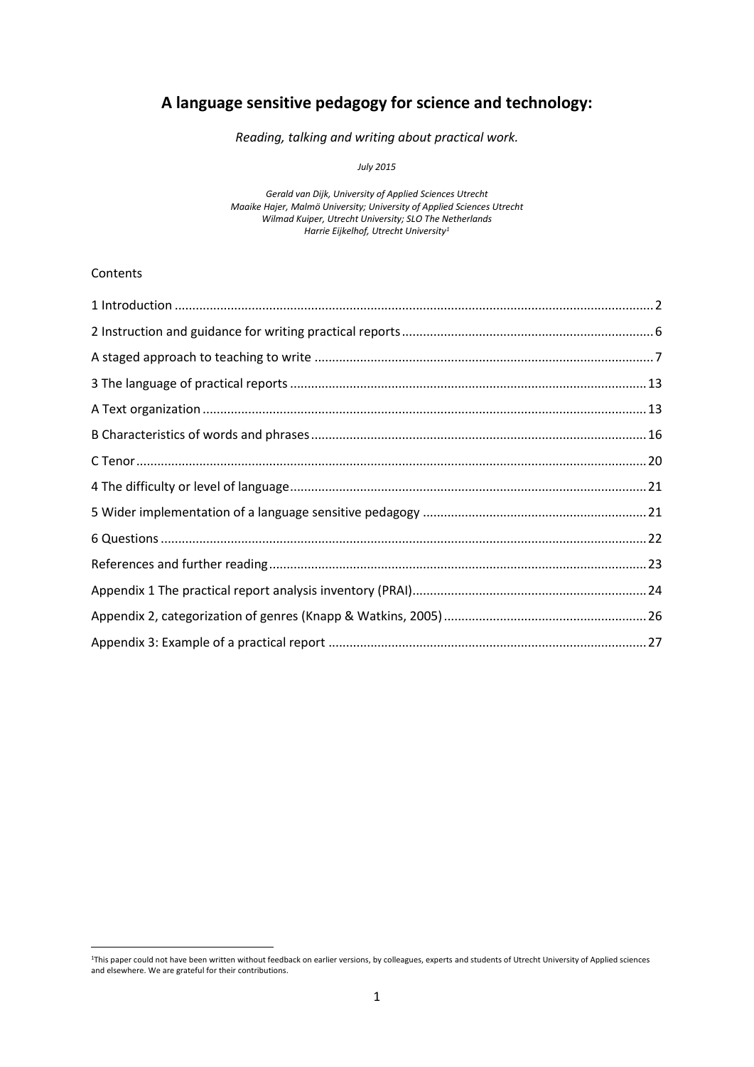# A language sensitive pedagogy for science and technology:

*Reading, talking and writing about practical work.*

*July 2015*

*Gerald van Dijk, University of Applied Sciences Utrecht*
*Maaike Hajer, Malmö University; University of Applied Sciences Utrecht*
*Wilmad Kuiper, Utrecht University; SLO The Netherlands*
*Harrie Eijkelhof, Utrecht University*[1]

Contents

1 Introduction .......... 2
2 Instruction and guidance for writing practical reports .......... 6
A staged approach to teaching to write .......... 7
3 The language of practical reports .......... 13
A Text organization .......... 13
B Characteristics of words and phrases .......... 16
C Tenor .......... 20
4 The difficulty or level of language .......... 21
5 Wider implementation of a language sensitive pedagogy .......... 21
6 Questions .......... 22
References and further reading .......... 23
Appendix 1 The practical report analysis inventory (PRAI) .......... 24
Appendix 2, categorization of genres (Knapp & Watkins, 2005) .......... 26
Appendix 3: Example of a practical report .......... 27

[1]This paper could not have been written without feedback on earlier versions, by colleagues, experts and students of Utrecht University of Applied sciences and elsewhere. We are grateful for their contributions.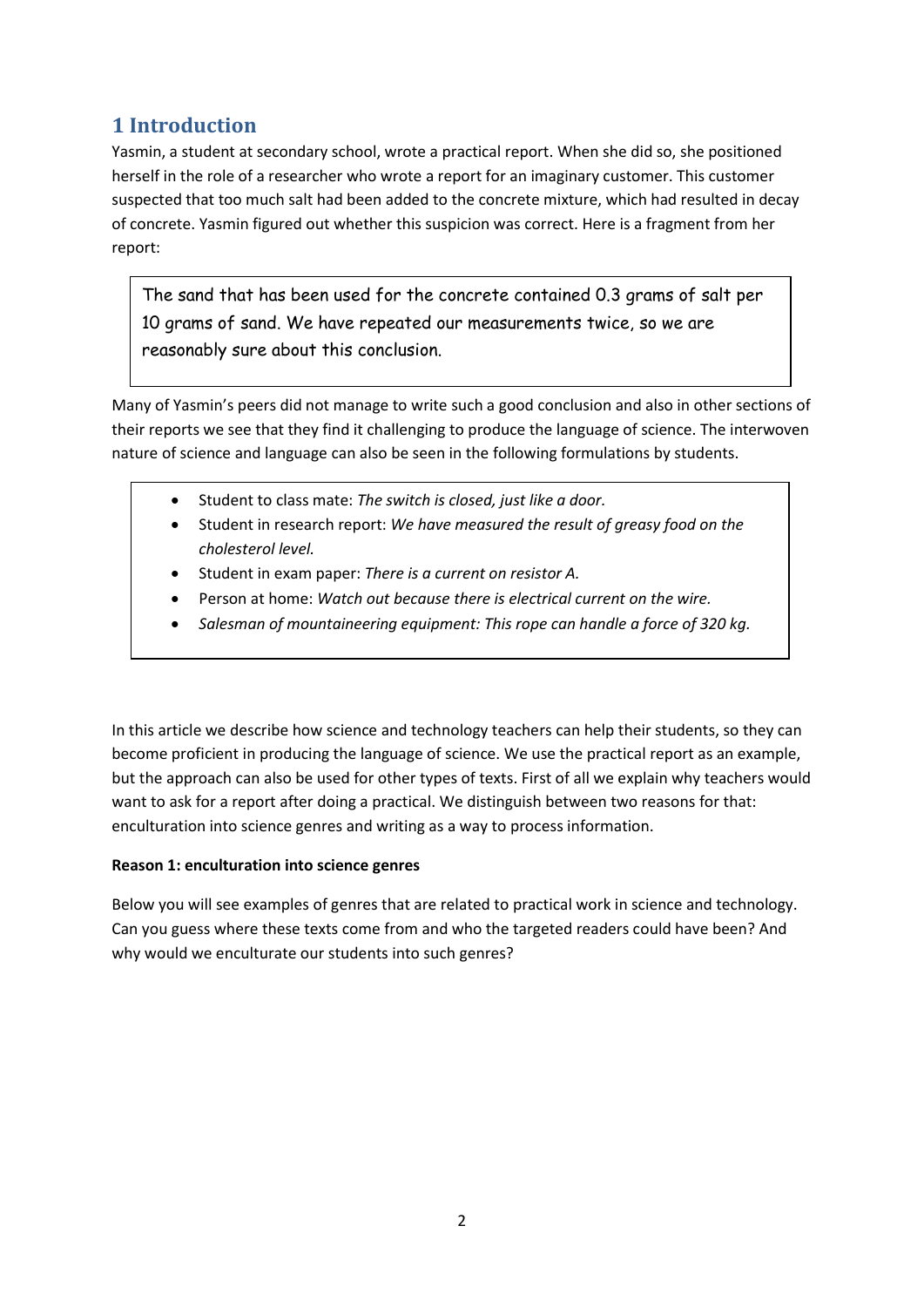## 1 Introduction

Yasmin, a student at secondary school, wrote a practical report. When she did so, she positioned herself in the role of a researcher who wrote a report for an imaginary customer. This customer suspected that too much salt had been added to the concrete mixture, which had resulted in decay of concrete. Yasmin figured out whether this suspicion was correct. Here is a fragment from her report:

> The sand that has been used for the concrete contained 0.3 grams of salt per 10 grams of sand. We have repeated our measurements twice, so we are reasonably sure about this conclusion.

Many of Yasmin's peers did not manage to write such a good conclusion and also in other sections of their reports we see that they find it challenging to produce the language of science. The interwoven nature of science and language can also be seen in the following formulations by students.

- Student to class mate: *The switch is closed, just like a door.*
- Student in research report: *We have measured the result of greasy food on the cholesterol level.*
- Student in exam paper: *There is a current on resistor A.*
- Person at home: *Watch out because there is electrical current on the wire.*
- *Salesman of mountaineering equipment: This rope can handle a force of 320 kg.*

In this article we describe how science and technology teachers can help their students, so they can become proficient in producing the language of science. We use the practical report as an example, but the approach can also be used for other types of texts. First of all we explain why teachers would want to ask for a report after doing a practical. We distinguish between two reasons for that: enculturation into science genres and writing as a way to process information.

**Reason 1: enculturation into science genres**

Below you will see examples of genres that are related to practical work in science and technology. Can you guess where these texts come from and who the targeted readers could have been? And why would we enculturate our students into such genres?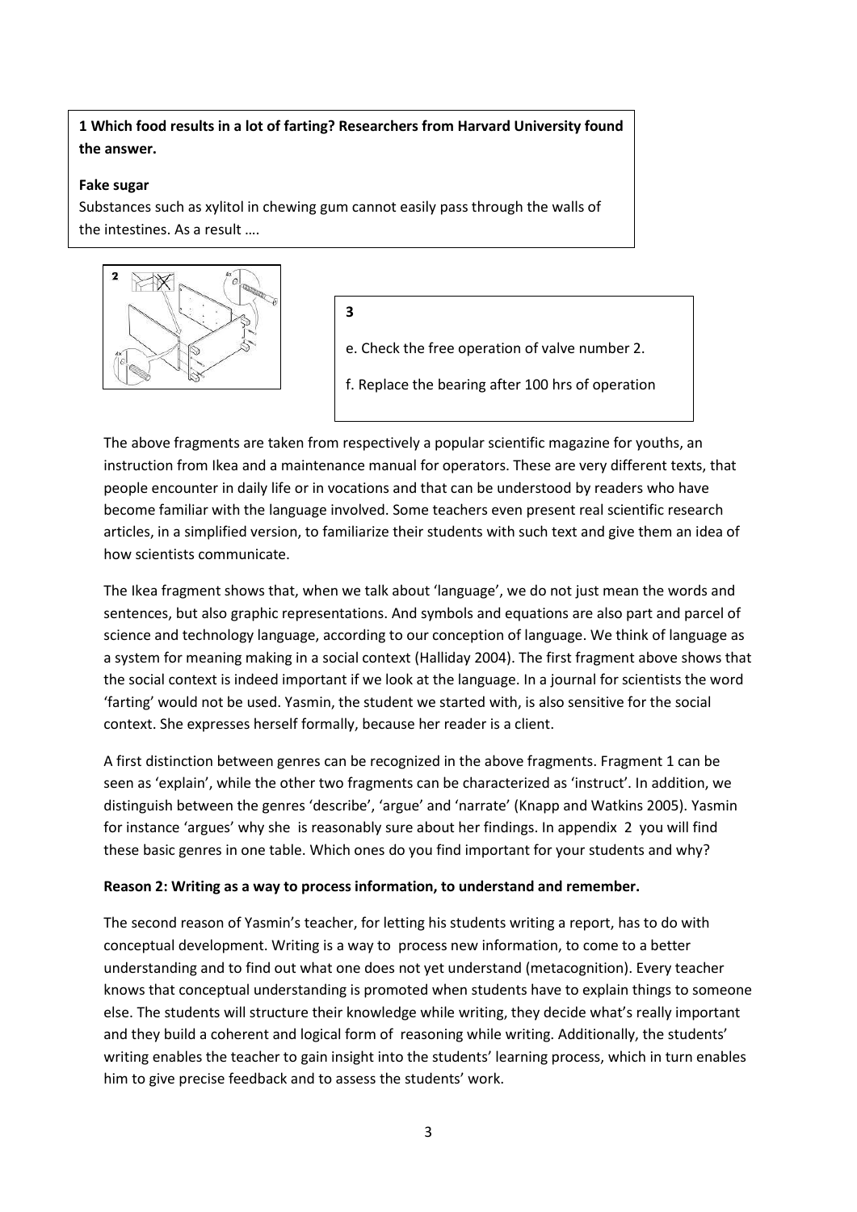**1 Which food results in a lot of farting? Researchers from Harvard University found the answer.**

**Fake sugar**

Substances such as xylitol in chewing gum cannot easily pass through the walls of the intestines. As a result ….

**2**

**3**

e. Check the free operation of valve number 2.

f. Replace the bearing after 100 hrs of operation

The above fragments are taken from respectively a popular scientific magazine for youths, an instruction from Ikea and a maintenance manual for operators. These are very different texts, that people encounter in daily life or in vocations and that can be understood by readers who have become familiar with the language involved. Some teachers even present real scientific research articles, in a simplified version, to familiarize their students with such text and give them an idea of how scientists communicate.

The Ikea fragment shows that, when we talk about 'language', we do not just mean the words and sentences, but also graphic representations. And symbols and equations are also part and parcel of science and technology language, according to our conception of language. We think of language as a system for meaning making in a social context (Halliday 2004). The first fragment above shows that the social context is indeed important if we look at the language. In a journal for scientists the word 'farting' would not be used. Yasmin, the student we started with, is also sensitive for the social context. She expresses herself formally, because her reader is a client.

A first distinction between genres can be recognized in the above fragments. Fragment 1 can be seen as 'explain', while the other two fragments can be characterized as 'instruct'. In addition, we distinguish between the genres 'describe', 'argue' and 'narrate' (Knapp and Watkins 2005). Yasmin for instance 'argues' why she is reasonably sure about her findings. In appendix 2 you will find these basic genres in one table. Which ones do you find important for your students and why?

**Reason 2: Writing as a way to process information, to understand and remember.**

The second reason of Yasmin's teacher, for letting his students writing a report, has to do with conceptual development. Writing is a way to process new information, to come to a better understanding and to find out what one does not yet understand (metacognition). Every teacher knows that conceptual understanding is promoted when students have to explain things to someone else. The students will structure their knowledge while writing, they decide what's really important and they build a coherent and logical form of reasoning while writing. Additionally, the students' writing enables the teacher to gain insight into the students' learning process, which in turn enables him to give precise feedback and to assess the students' work.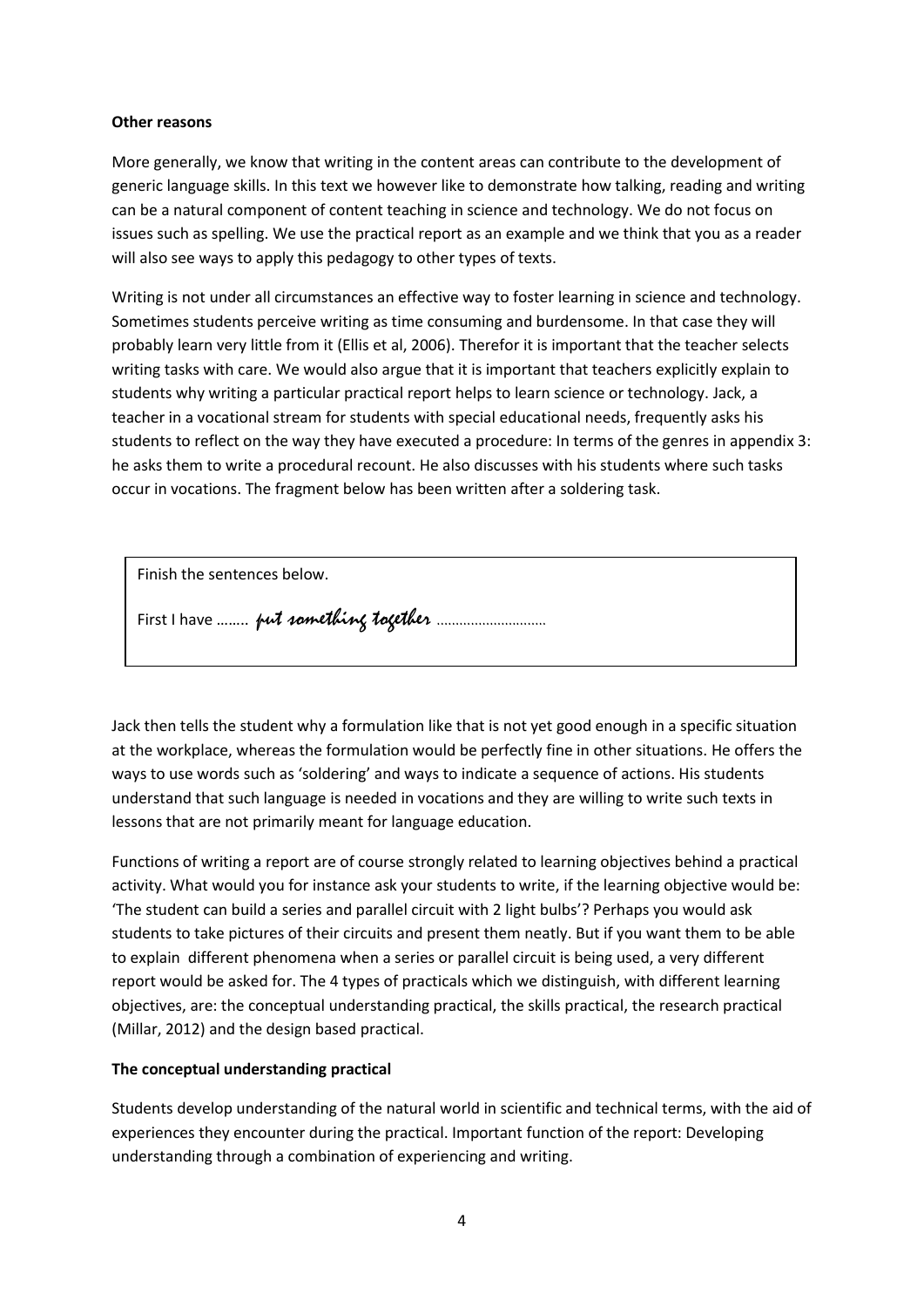**Other reasons**

More generally, we know that writing in the content areas can contribute to the development of generic language skills. In this text we however like to demonstrate how talking, reading and writing can be a natural component of content teaching in science and technology. We do not focus on issues such as spelling. We use the practical report as an example and we think that you as a reader will also see ways to apply this pedagogy to other types of texts.

Writing is not under all circumstances an effective way to foster learning in science and technology. Sometimes students perceive writing as time consuming and burdensome. In that case they will probably learn very little from it (Ellis et al, 2006). Therefor it is important that the teacher selects writing tasks with care. We would also argue that it is important that teachers explicitly explain to students why writing a particular practical report helps to learn science or technology. Jack, a teacher in a vocational stream for students with special educational needs, frequently asks his students to reflect on the way they have executed a procedure: In terms of the genres in appendix 3: he asks them to write a procedural recount. He also discusses with his students where such tasks occur in vocations. The fragment below has been written after a soldering task.

> Finish the sentences below.
>
> First I have …….. *put something together* ………………………

Jack then tells the student why a formulation like that is not yet good enough in a specific situation at the workplace, whereas the formulation would be perfectly fine in other situations. He offers the ways to use words such as 'soldering' and ways to indicate a sequence of actions. His students understand that such language is needed in vocations and they are willing to write such texts in lessons that are not primarily meant for language education.

Functions of writing a report are of course strongly related to learning objectives behind a practical activity. What would you for instance ask your students to write, if the learning objective would be: 'The student can build a series and parallel circuit with 2 light bulbs'? Perhaps you would ask students to take pictures of their circuits and present them neatly. But if you want them to be able to explain different phenomena when a series or parallel circuit is being used, a very different report would be asked for. The 4 types of practicals which we distinguish, with different learning objectives, are: the conceptual understanding practical, the skills practical, the research practical (Millar, 2012) and the design based practical.

**The conceptual understanding practical**

Students develop understanding of the natural world in scientific and technical terms, with the aid of experiences they encounter during the practical. Important function of the report: Developing understanding through a combination of experiencing and writing.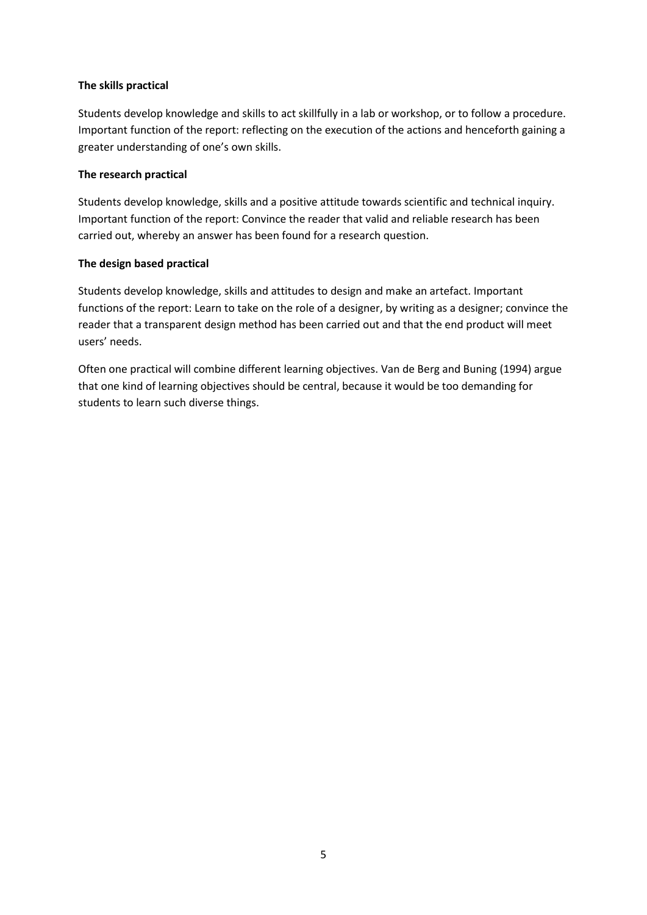**The skills practical**

Students develop knowledge and skills to act skillfully in a lab or workshop, or to follow a procedure. Important function of the report: reflecting on the execution of the actions and henceforth gaining a greater understanding of one's own skills.

**The research practical**

Students develop knowledge, skills and a positive attitude towards scientific and technical inquiry. Important function of the report: Convince the reader that valid and reliable research has been carried out, whereby an answer has been found for a research question.

**The design based practical**

Students develop knowledge, skills and attitudes to design and make an artefact. Important functions of the report: Learn to take on the role of a designer, by writing as a designer; convince the reader that a transparent design method has been carried out and that the end product will meet users' needs.

Often one practical will combine different learning objectives. Van de Berg and Buning (1994) argue that one kind of learning objectives should be central, because it would be too demanding for students to learn such diverse things.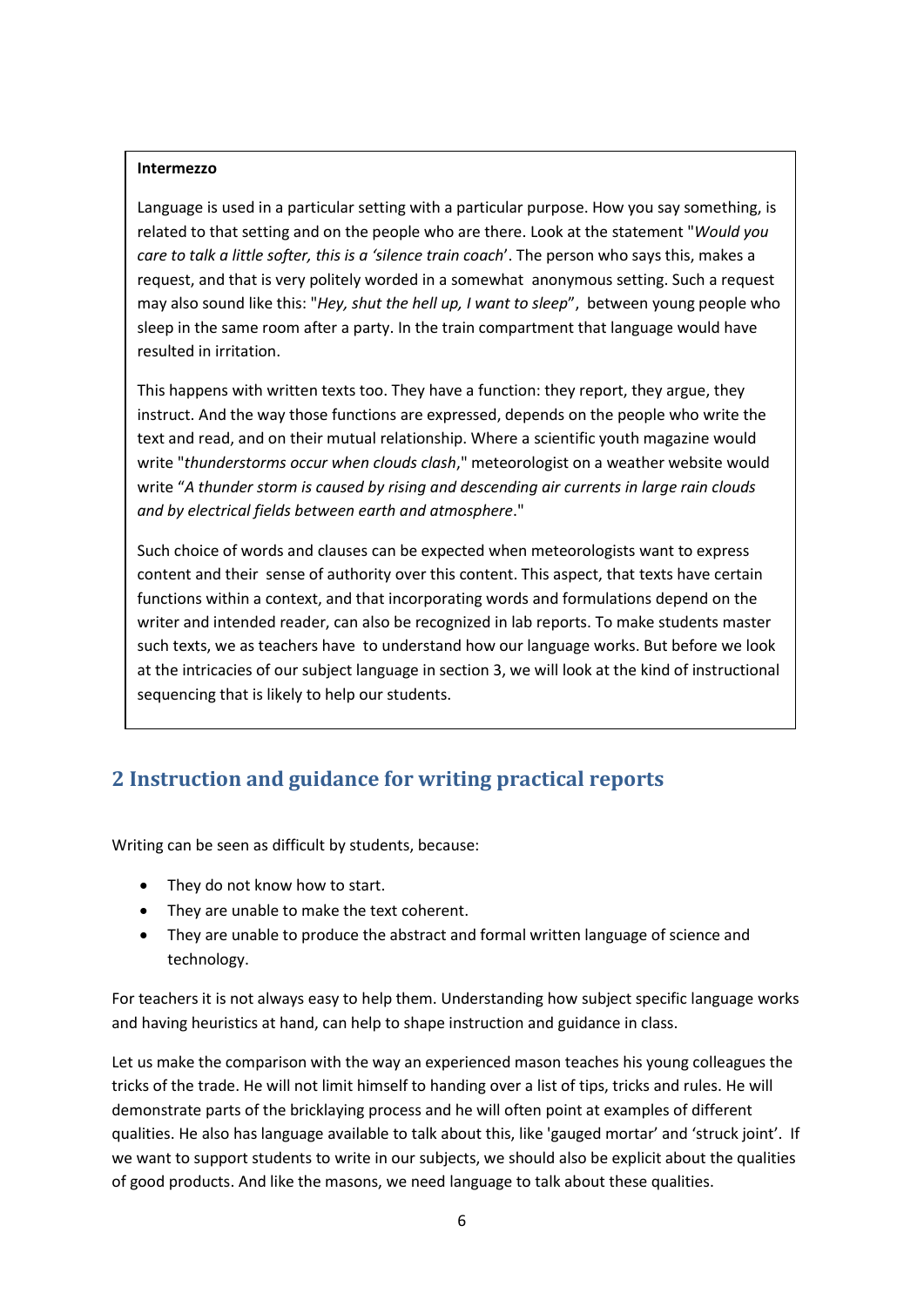**Intermezzo**

Language is used in a particular setting with a particular purpose. How you say something, is related to that setting and on the people who are there. Look at the statement "*Would you care to talk a little softer, this is a 'silence train coach*'. The person who says this, makes a request, and that is very politely worded in a somewhat anonymous setting. Such a request may also sound like this: "*Hey, shut the hell up, I want to sleep*", between young people who sleep in the same room after a party. In the train compartment that language would have resulted in irritation.

This happens with written texts too. They have a function: they report, they argue, they instruct. And the way those functions are expressed, depends on the people who write the text and read, and on their mutual relationship. Where a scientific youth magazine would write "*thunderstorms occur when clouds clash*," meteorologist on a weather website would write "*A thunder storm is caused by rising and descending air currents in large rain clouds and by electrical fields between earth and atmosphere*."

Such choice of words and clauses can be expected when meteorologists want to express content and their sense of authority over this content. This aspect, that texts have certain functions within a context, and that incorporating words and formulations depend on the writer and intended reader, can also be recognized in lab reports. To make students master such texts, we as teachers have to understand how our language works. But before we look at the intricacies of our subject language in section 3, we will look at the kind of instructional sequencing that is likely to help our students.

## 2 Instruction and guidance for writing practical reports

Writing can be seen as difficult by students, because:

- They do not know how to start.
- They are unable to make the text coherent.
- They are unable to produce the abstract and formal written language of science and technology.

For teachers it is not always easy to help them. Understanding how subject specific language works and having heuristics at hand, can help to shape instruction and guidance in class.

Let us make the comparison with the way an experienced mason teaches his young colleagues the tricks of the trade. He will not limit himself to handing over a list of tips, tricks and rules. He will demonstrate parts of the bricklaying process and he will often point at examples of different qualities. He also has language available to talk about this, like 'gauged mortar' and 'struck joint'. If we want to support students to write in our subjects, we should also be explicit about the qualities of good products. And like the masons, we need language to talk about these qualities.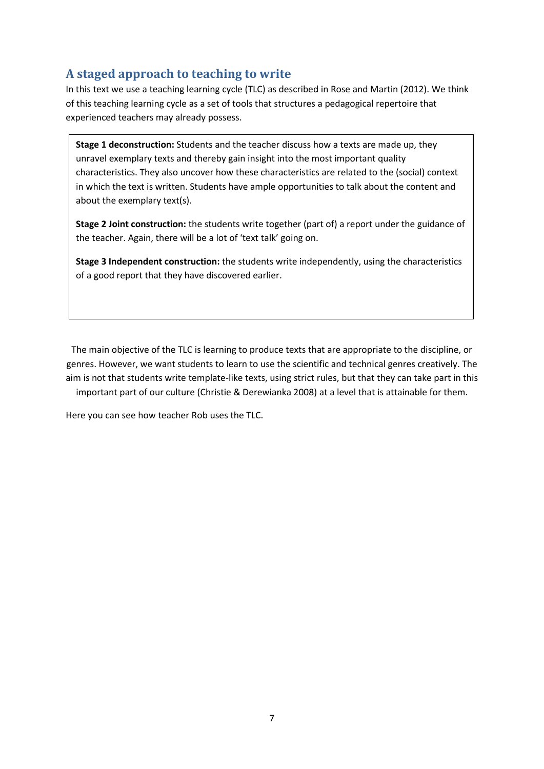## A staged approach to teaching to write

In this text we use a teaching learning cycle (TLC) as described in Rose and Martin (2012). We think of this teaching learning cycle as a set of tools that structures a pedagogical repertoire that experienced teachers may already possess.

> **Stage 1 deconstruction:** Students and the teacher discuss how a texts are made up, they unravel exemplary texts and thereby gain insight into the most important quality characteristics. They also uncover how these characteristics are related to the (social) context in which the text is written. Students have ample opportunities to talk about the content and about the exemplary text(s).
>
> **Stage 2 Joint construction:** the students write together (part of) a report under the guidance of the teacher. Again, there will be a lot of 'text talk' going on.
>
> **Stage 3 Independent construction:** the students write independently, using the characteristics of a good report that they have discovered earlier.

The main objective of the TLC is learning to produce texts that are appropriate to the discipline, or genres. However, we want students to learn to use the scientific and technical genres creatively. The aim is not that students write template-like texts, using strict rules, but that they can take part in this important part of our culture (Christie & Derewianka 2008) at a level that is attainable for them.

Here you can see how teacher Rob uses the TLC.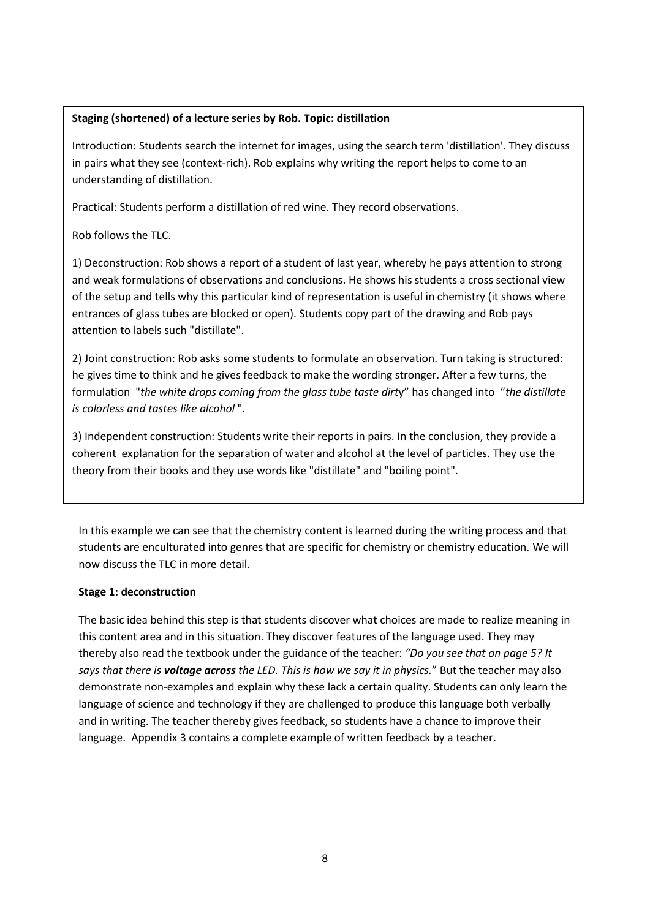**Staging (shortened) of a lecture series by Rob. Topic: distillation**

Introduction: Students search the internet for images, using the search term 'distillation'. They discuss in pairs what they see (context-rich). Rob explains why writing the report helps to come to an understanding of distillation.

Practical: Students perform a distillation of red wine. They record observations.

Rob follows the TLC.

1) Deconstruction: Rob shows a report of a student of last year, whereby he pays attention to strong and weak formulations of observations and conclusions. He shows his students a cross sectional view of the setup and tells why this particular kind of representation is useful in chemistry (it shows where entrances of glass tubes are blocked or open). Students copy part of the drawing and Rob pays attention to labels such "distillate".

2) Joint construction: Rob asks some students to formulate an observation. Turn taking is structured: he gives time to think and he gives feedback to make the wording stronger. After a few turns, the formulation "*the white drops coming from the glass tube taste dirty*" has changed into "*the distillate is colorless and tastes like alcohol* ".

3) Independent construction: Students write their reports in pairs. In the conclusion, they provide a coherent explanation for the separation of water and alcohol at the level of particles. They use the theory from their books and they use words like "distillate" and "boiling point".

In this example we can see that the chemistry content is learned during the writing process and that students are enculturated into genres that are specific for chemistry or chemistry education. We will now discuss the TLC in more detail.

**Stage 1: deconstruction**

The basic idea behind this step is that students discover what choices are made to realize meaning in this content area and in this situation. They discover features of the language used. They may thereby also read the textbook under the guidance of the teacher: *"Do you see that on page 5? It says that there is **voltage across** the LED. This is how we say it in physics.*" But the teacher may also demonstrate non-examples and explain why these lack a certain quality. Students can only learn the language of science and technology if they are challenged to produce this language both verbally and in writing. The teacher thereby gives feedback, so students have a chance to improve their language. Appendix 3 contains a complete example of written feedback by a teacher.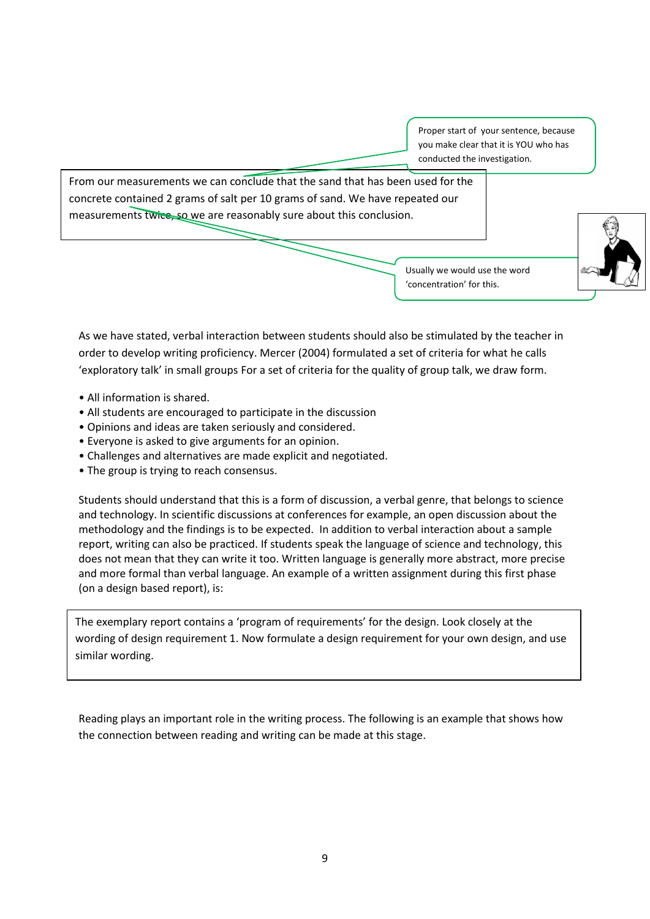> Proper start of your sentence, because you make clear that it is YOU who has conducted the investigation.

> From our measurements we can conclude that the sand that has been used for the concrete contained 2 grams of salt per 10 grams of sand. We have repeated our measurements twice, so we are reasonably sure about this conclusion.

> Usually we would use the word 'concentration' for this.

As we have stated, verbal interaction between students should also be stimulated by the teacher in order to develop writing proficiency. Mercer (2004) formulated a set of criteria for what he calls 'exploratory talk' in small groups For a set of criteria for the quality of group talk, we draw form.

- All information is shared.
- All students are encouraged to participate in the discussion
- Opinions and ideas are taken seriously and considered.
- Everyone is asked to give arguments for an opinion.
- Challenges and alternatives are made explicit and negotiated.
- The group is trying to reach consensus.

Students should understand that this is a form of discussion, a verbal genre, that belongs to science and technology. In scientific discussions at conferences for example, an open discussion about the methodology and the findings is to be expected. In addition to verbal interaction about a sample report, writing can also be practiced. If students speak the language of science and technology, this does not mean that they can write it too. Written language is generally more abstract, more precise and more formal than verbal language. An example of a written assignment during this first phase (on a design based report), is:

> The exemplary report contains a 'program of requirements' for the design. Look closely at the wording of design requirement 1. Now formulate a design requirement for your own design, and use similar wording.

Reading plays an important role in the writing process. The following is an example that shows how the connection between reading and writing can be made at this stage.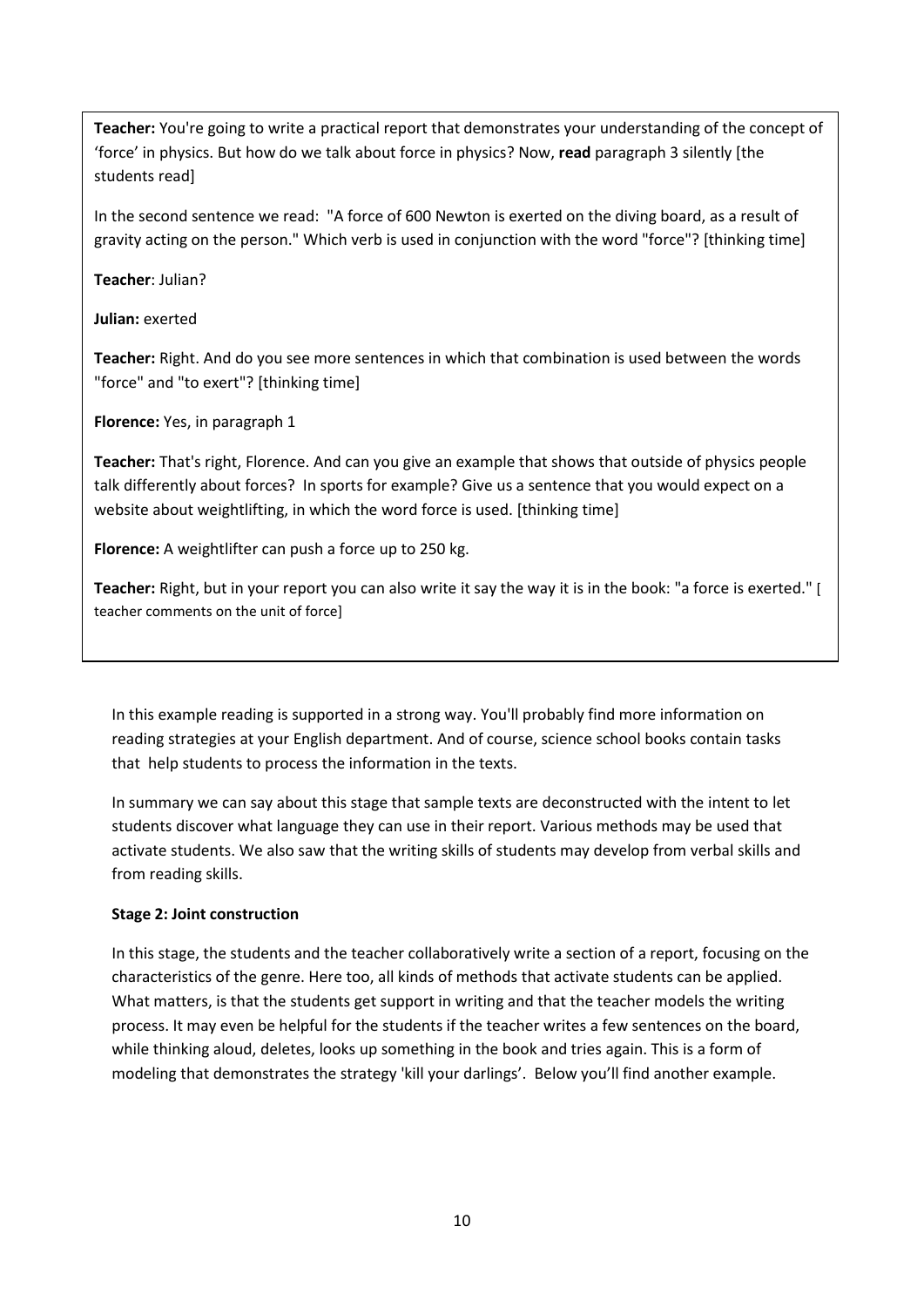**Teacher:** You're going to write a practical report that demonstrates your understanding of the concept of 'force' in physics. But how do we talk about force in physics? Now, **read** paragraph 3 silently [the students read]

In the second sentence we read: "A force of 600 Newton is exerted on the diving board, as a result of gravity acting on the person." Which verb is used in conjunction with the word "force"? [thinking time]

**Teacher**: Julian?

**Julian:** exerted

**Teacher:** Right. And do you see more sentences in which that combination is used between the words "force" and "to exert"? [thinking time]

**Florence:** Yes, in paragraph 1

**Teacher:** That's right, Florence. And can you give an example that shows that outside of physics people talk differently about forces? In sports for example? Give us a sentence that you would expect on a website about weightlifting, in which the word force is used. [thinking time]

**Florence:** A weightlifter can push a force up to 250 kg.

**Teacher:** Right, but in your report you can also write it say the way it is in the book: "a force is exerted." [ teacher comments on the unit of force]

In this example reading is supported in a strong way. You'll probably find more information on reading strategies at your English department. And of course, science school books contain tasks that help students to process the information in the texts.

In summary we can say about this stage that sample texts are deconstructed with the intent to let students discover what language they can use in their report. Various methods may be used that activate students. We also saw that the writing skills of students may develop from verbal skills and from reading skills.

**Stage 2: Joint construction**

In this stage, the students and the teacher collaboratively write a section of a report, focusing on the characteristics of the genre. Here too, all kinds of methods that activate students can be applied. What matters, is that the students get support in writing and that the teacher models the writing process. It may even be helpful for the students if the teacher writes a few sentences on the board, while thinking aloud, deletes, looks up something in the book and tries again. This is a form of modeling that demonstrates the strategy 'kill your darlings'. Below you'll find another example.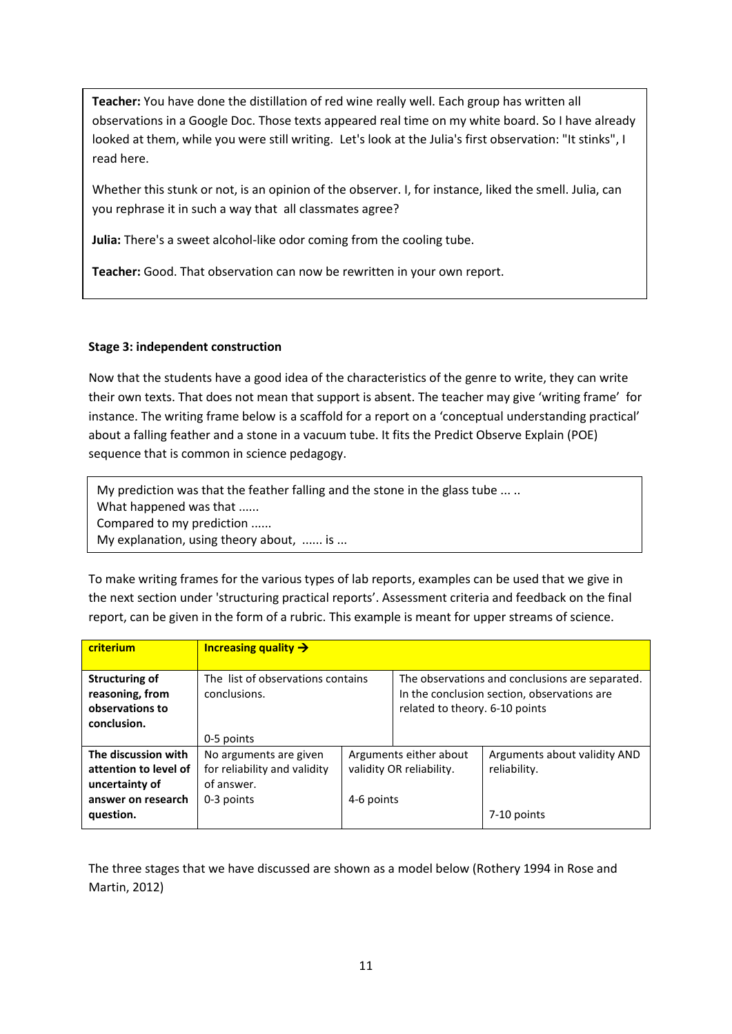**Teacher:** You have done the distillation of red wine really well. Each group has written all observations in a Google Doc. Those texts appeared real time on my white board. So I have already looked at them, while you were still writing. Let's look at the Julia's first observation: "It stinks", I read here.

Whether this stunk or not, is an opinion of the observer. I, for instance, liked the smell. Julia, can you rephrase it in such a way that all classmates agree?

**Julia:** There's a sweet alcohol-like odor coming from the cooling tube.

**Teacher:** Good. That observation can now be rewritten in your own report.

**Stage 3: independent construction**

Now that the students have a good idea of the characteristics of the genre to write, they can write their own texts. That does not mean that support is absent. The teacher may give 'writing frame' for instance. The writing frame below is a scaffold for a report on a 'conceptual understanding practical' about a falling feather and a stone in a vacuum tube. It fits the Predict Observe Explain (POE) sequence that is common in science pedagogy.

> My prediction was that the feather falling and the stone in the glass tube ... ..
> What happened was that ......
> Compared to my prediction ......
> My explanation, using theory about, ...... is ...

To make writing frames for the various types of lab reports, examples can be used that we give in the next section under 'structuring practical reports'. Assessment criteria and feedback on the final report, can be given in the form of a rubric. This example is meant for upper streams of science.

| criterium | Increasing quality → | | |
|---|---|---|---|
| **Structuring of reasoning, from observations to conclusion.** | The list of observations contains conclusions.<br><br>0-5 points | | The observations and conclusions are separated. In the conclusion section, observations are related to theory. 6-10 points |
| **The discussion with attention to level of uncertainty of answer on research question.** | No arguments are given for reliability and validity of answer.<br>0-3 points | Arguments either about validity OR reliability.<br><br>4-6 points | Arguments about validity AND reliability.<br><br>7-10 points |

The three stages that we have discussed are shown as a model below (Rothery 1994 in Rose and Martin, 2012)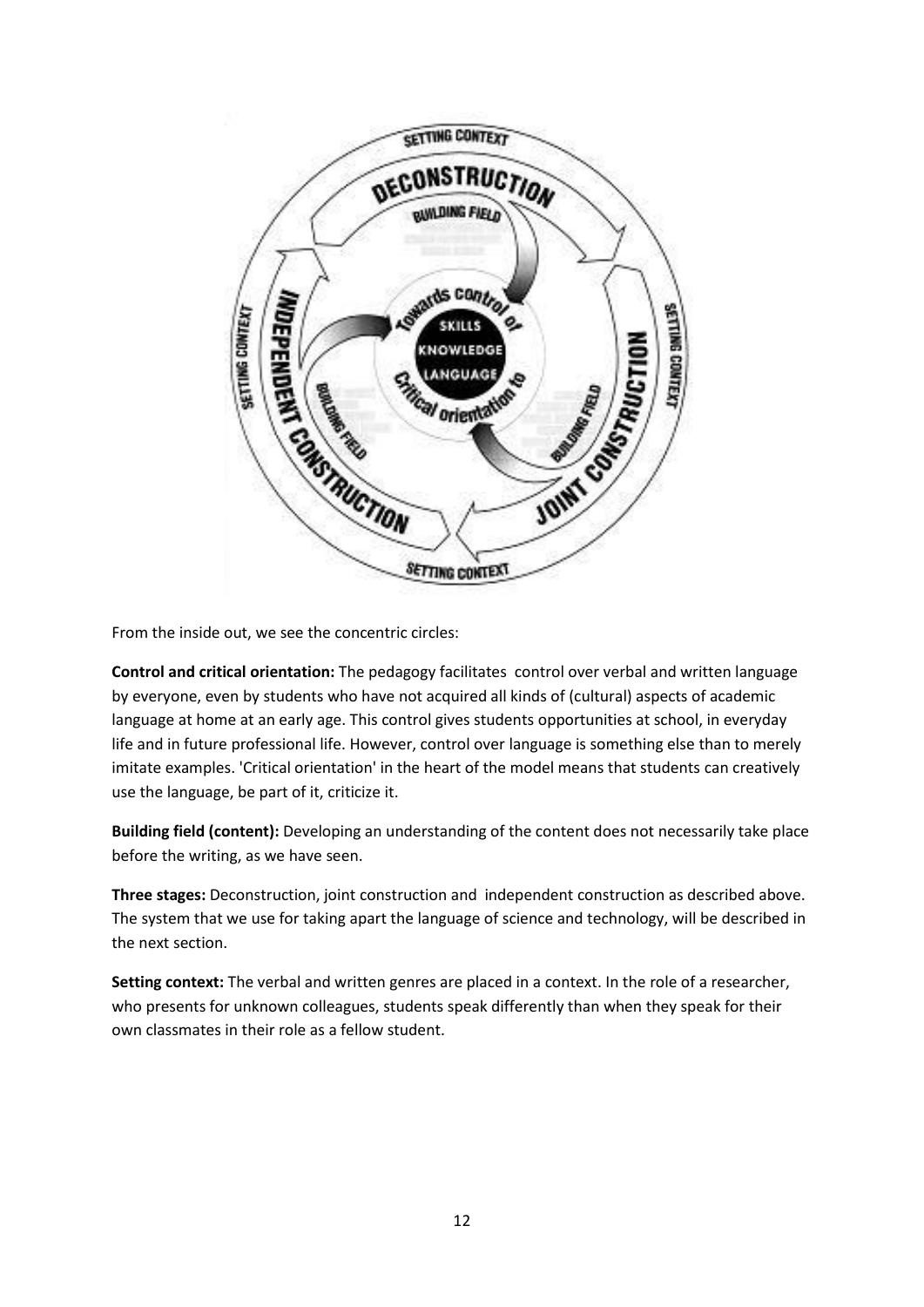From the inside out, we see the concentric circles:

**Control and critical orientation:** The pedagogy facilitates control over verbal and written language by everyone, even by students who have not acquired all kinds of (cultural) aspects of academic language at home at an early age. This control gives students opportunities at school, in everyday life and in future professional life. However, control over language is something else than to merely imitate examples. 'Critical orientation' in the heart of the model means that students can creatively use the language, be part of it, criticize it.

**Building field (content):** Developing an understanding of the content does not necessarily take place before the writing, as we have seen.

**Three stages:** Deconstruction, joint construction and independent construction as described above. The system that we use for taking apart the language of science and technology, will be described in the next section.

**Setting context:** The verbal and written genres are placed in a context. In the role of a researcher, who presents for unknown colleagues, students speak differently than when they speak for their own classmates in their role as a fellow student.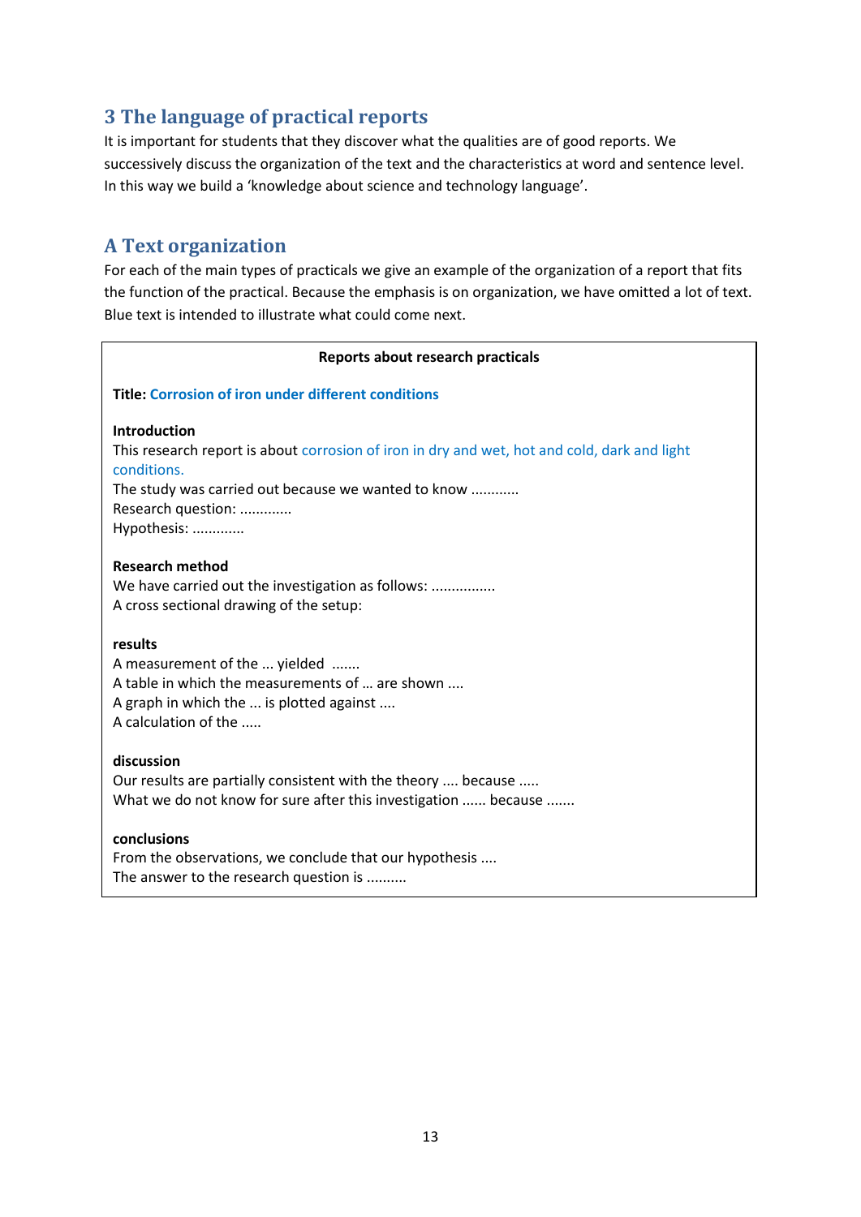## 3 The language of practical reports

It is important for students that they discover what the qualities are of good reports. We successively discuss the organization of the text and the characteristics at word and sentence level. In this way we build a 'knowledge about science and technology language'.

## A Text organization

For each of the main types of practicals we give an example of the organization of a report that fits the function of the practical. Because the emphasis is on organization, we have omitted a lot of text. Blue text is intended to illustrate what could come next.

**Reports about research practicals**

**Title: Corrosion of iron under different conditions**

**Introduction**
This research report is about corrosion of iron in dry and wet, hot and cold, dark and light conditions.
The study was carried out because we wanted to know ...........
Research question: ............
Hypothesis: ............

**Research method**
We have carried out the investigation as follows: ...............
A cross sectional drawing of the setup:

**results**
A measurement of the ... yielded .......
A table in which the measurements of … are shown ....
A graph in which the ... is plotted against ....
A calculation of the .....

**discussion**
Our results are partially consistent with the theory .... because .....
What we do not know for sure after this investigation ...... because .......

**conclusions**
From the observations, we conclude that our hypothesis ....
The answer to the research question is ..........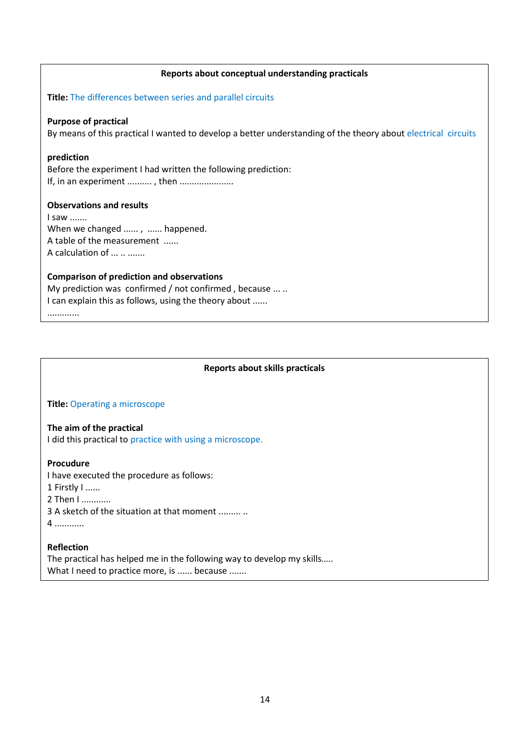**Reports about conceptual understanding practicals**

**Title:** The differences between series and parallel circuits

**Purpose of practical**
By means of this practical I wanted to develop a better understanding of the theory about electrical circuits

**prediction**
Before the experiment I had written the following prediction:
If, in an experiment .......... , then ......................

**Observations and results**
I saw .......
When we changed ...... , ...... happened.
A table of the measurement ......
A calculation of ... .. .......

**Comparison of prediction and observations**
My prediction was confirmed / not confirmed , because ... ..
I can explain this as follows, using the theory about ......
.............

---

**Reports about skills practicals**

**Title:** Operating a microscope

**The aim of the practical**
I did this practical to practice with using a microscope.

**Procudure**
I have executed the procedure as follows:
1 Firstly I ......
2 Then I ............
3 A sketch of the situation at that moment ......... ..
4 ............

**Reflection**
The practical has helped me in the following way to develop my skills.....
What I need to practice more, is ...... because .......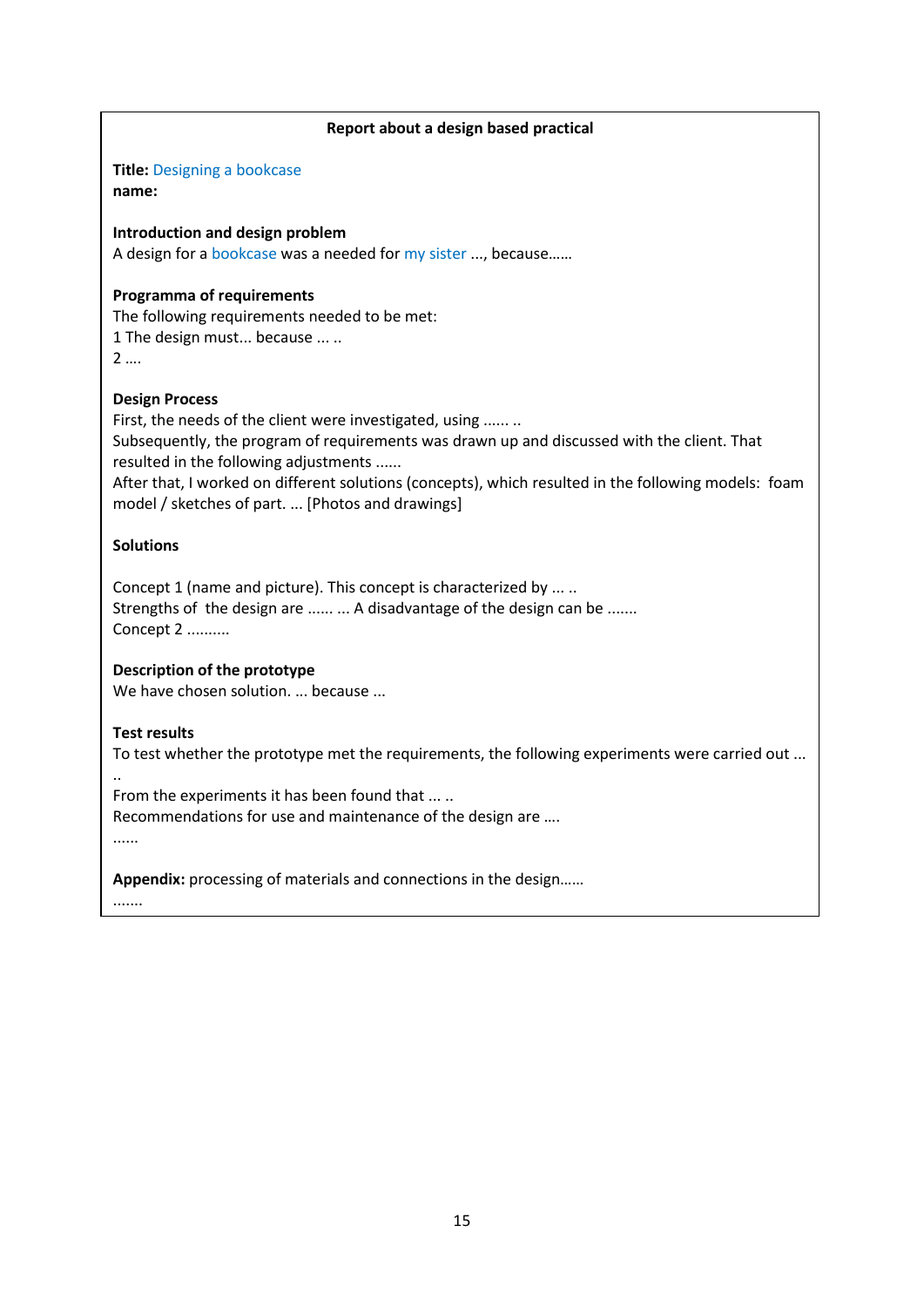**Report about a design based practical**

**Title:** Designing a bookcase
**name:**

**Introduction and design problem**
A design for a bookcase was a needed for my sister ..., because……

**Programma of requirements**
The following requirements needed to be met:
1 The design must... because ... ..
2 ….

**Design Process**
First, the needs of the client were investigated, using ...... ..
Subsequently, the program of requirements was drawn up and discussed with the client. That resulted in the following adjustments ......
After that, I worked on different solutions (concepts), which resulted in the following models: foam model / sketches of part. ... [Photos and drawings]

**Solutions**

Concept 1 (name and picture). This concept is characterized by ... ..
Strengths of the design are ...... ... A disadvantage of the design can be .......
Concept 2 ..........

**Description of the prototype**
We have chosen solution. ... because ...

**Test results**
To test whether the prototype met the requirements, the following experiments were carried out ... ..
From the experiments it has been found that ... ..
Recommendations for use and maintenance of the design are ….
......

**Appendix:** processing of materials and connections in the design……
.......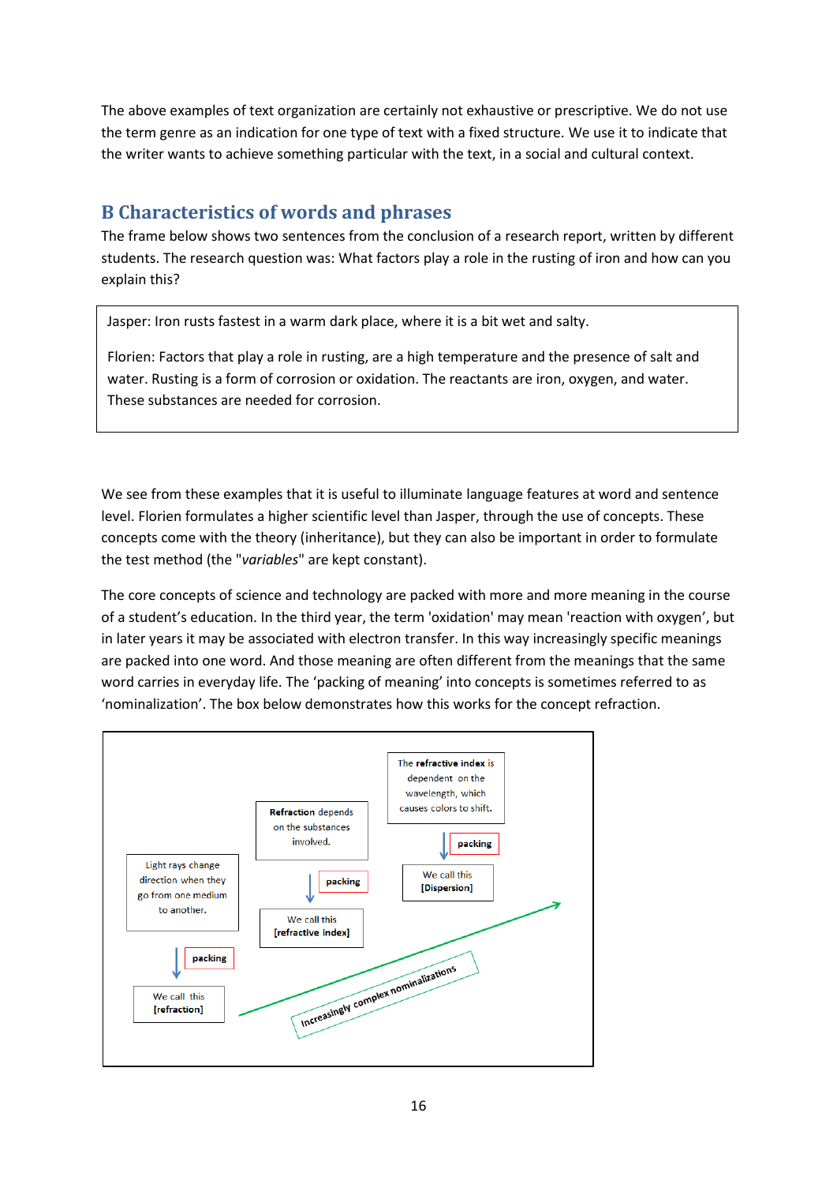The above examples of text organization are certainly not exhaustive or prescriptive. We do not use the term genre as an indication for one type of text with a fixed structure. We use it to indicate that the writer wants to achieve something particular with the text, in a social and cultural context.

## B Characteristics of words and phrases

The frame below shows two sentences from the conclusion of a research report, written by different students. The research question was: What factors play a role in the rusting of iron and how can you explain this?

> Jasper: Iron rusts fastest in a warm dark place, where it is a bit wet and salty.
>
> Florien: Factors that play a role in rusting, are a high temperature and the presence of salt and water. Rusting is a form of corrosion or oxidation. The reactants are iron, oxygen, and water. These substances are needed for corrosion.

We see from these examples that it is useful to illuminate language features at word and sentence level. Florien formulates a higher scientific level than Jasper, through the use of concepts. These concepts come with the theory (inheritance), but they can also be important in order to formulate the test method (the "*variables*" are kept constant).

The core concepts of science and technology are packed with more and more meaning in the course of a student's education. In the third year, the term 'oxidation' may mean 'reaction with oxygen', but in later years it may be associated with electron transfer. In this way increasingly specific meanings are packed into one word. And those meaning are often different from the meanings that the same word carries in everyday life. The 'packing of meaning' into concepts is sometimes referred to as 'nominalization'. The box below demonstrates how this works for the concept refraction.

Light rays change direction when they go from one medium to another.
↓ packing
We call this [refraction]

**Refraction** depends on the substances involved.
↓ packing
We call this [refractive index]

The **refractive index** is dependent on the wavelength, which causes colors to shift.
↓ packing
We call this [Dispersion]

→ Increasingly complex nominalizations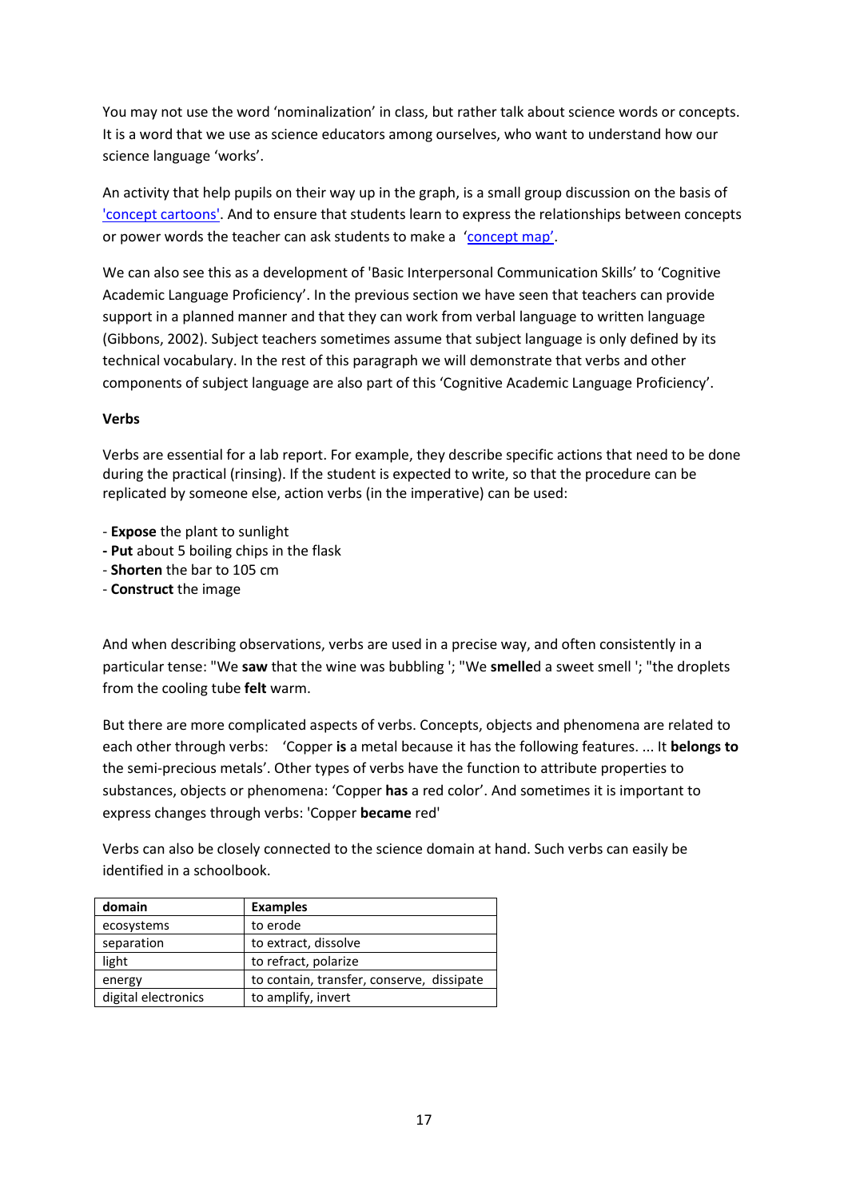You may not use the word 'nominalization' in class, but rather talk about science words or concepts. It is a word that we use as science educators among ourselves, who want to understand how our science language 'works'.

An activity that help pupils on their way up in the graph, is a small group discussion on the basis of 'concept cartoons'. And to ensure that students learn to express the relationships between concepts or power words the teacher can ask students to make a 'concept map'.

We can also see this as a development of 'Basic Interpersonal Communication Skills' to 'Cognitive Academic Language Proficiency'. In the previous section we have seen that teachers can provide support in a planned manner and that they can work from verbal language to written language (Gibbons, 2002). Subject teachers sometimes assume that subject language is only defined by its technical vocabulary. In the rest of this paragraph we will demonstrate that verbs and other components of subject language are also part of this 'Cognitive Academic Language Proficiency'.

**Verbs**

Verbs are essential for a lab report. For example, they describe specific actions that need to be done during the practical (rinsing). If the student is expected to write, so that the procedure can be replicated by someone else, action verbs (in the imperative) can be used:

- **Expose** the plant to sunlight
- **Put** about 5 boiling chips in the flask
- **Shorten** the bar to 105 cm
- **Construct** the image

And when describing observations, verbs are used in a precise way, and often consistently in a particular tense: "We **saw** that the wine was bubbling '; "We **smelle**d a sweet smell '; "the droplets from the cooling tube **felt** warm.

But there are more complicated aspects of verbs. Concepts, objects and phenomena are related to each other through verbs: 'Copper **is** a metal because it has the following features. ... It **belongs to** the semi-precious metals'. Other types of verbs have the function to attribute properties to substances, objects or phenomena: 'Copper **has** a red color'. And sometimes it is important to express changes through verbs: 'Copper **became** red'

Verbs can also be closely connected to the science domain at hand. Such verbs can easily be identified in a schoolbook.

| domain | Examples |
|---|---|
| ecosystems | to erode |
| separation | to extract, dissolve |
| light | to refract, polarize |
| energy | to contain, transfer, conserve, dissipate |
| digital electronics | to amplify, invert |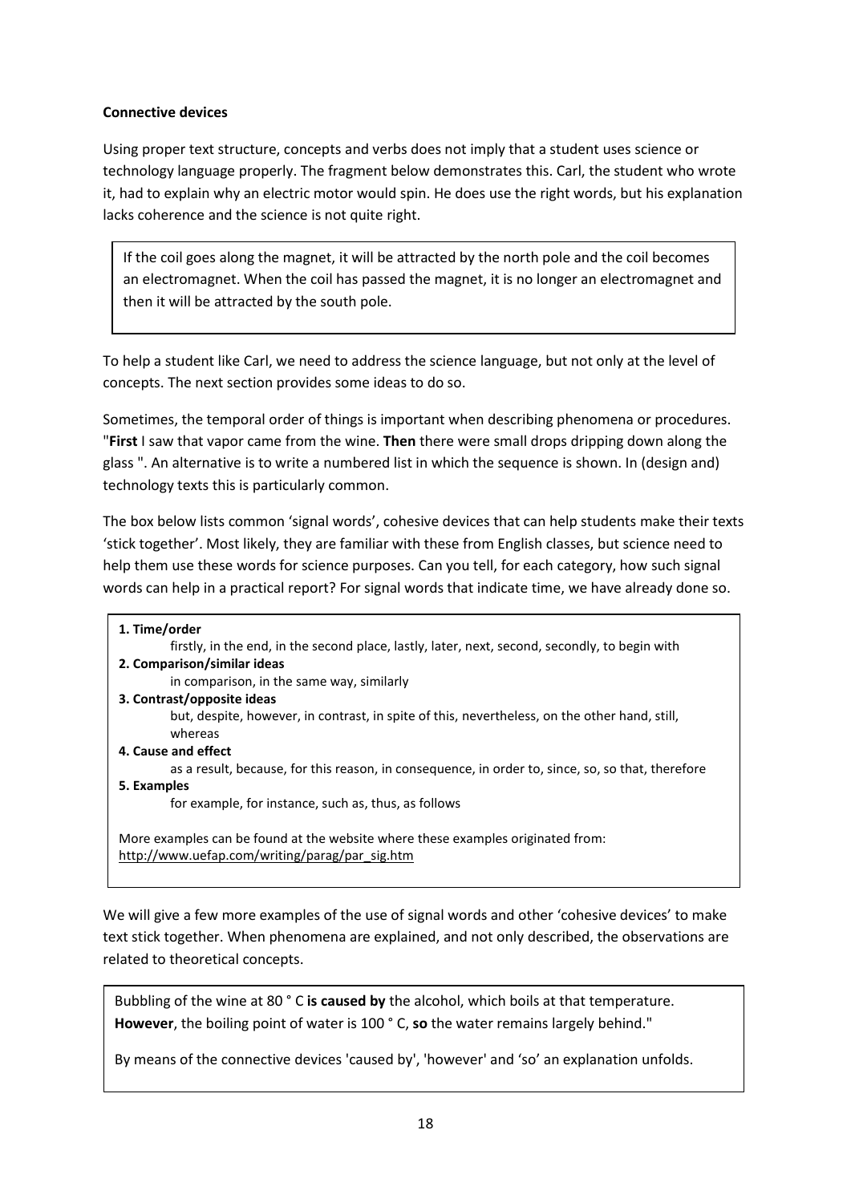**Connective devices**

Using proper text structure, concepts and verbs does not imply that a student uses science or technology language properly. The fragment below demonstrates this. Carl, the student who wrote it, had to explain why an electric motor would spin. He does use the right words, but his explanation lacks coherence and the science is not quite right.

> If the coil goes along the magnet, it will be attracted by the north pole and the coil becomes an electromagnet. When the coil has passed the magnet, it is no longer an electromagnet and then it will be attracted by the south pole.

To help a student like Carl, we need to address the science language, but not only at the level of concepts. The next section provides some ideas to do so.

Sometimes, the temporal order of things is important when describing phenomena or procedures. "**First** I saw that vapor came from the wine. **Then** there were small drops dripping down along the glass ". An alternative is to write a numbered list in which the sequence is shown. In (design and) technology texts this is particularly common.

The box below lists common 'signal words', cohesive devices that can help students make their texts 'stick together'. Most likely, they are familiar with these from English classes, but science need to help them use these words for science purposes. Can you tell, for each category, how such signal words can help in a practical report? For signal words that indicate time, we have already done so.

> **1. Time/order**
> firstly, in the end, in the second place, lastly, later, next, second, secondly, to begin with
>
> **2. Comparison/similar ideas**
> in comparison, in the same way, similarly
>
> **3. Contrast/opposite ideas**
> but, despite, however, in contrast, in spite of this, nevertheless, on the other hand, still, whereas
>
> **4. Cause and effect**
> as a result, because, for this reason, in consequence, in order to, since, so, so that, therefore
>
> **5. Examples**
> for example, for instance, such as, thus, as follows
>
> More examples can be found at the website where these examples originated from: http://www.uefap.com/writing/parag/par_sig.htm

We will give a few more examples of the use of signal words and other 'cohesive devices' to make text stick together. When phenomena are explained, and not only described, the observations are related to theoretical concepts.

> Bubbling of the wine at 80 ° C **is caused by** the alcohol, which boils at that temperature. **However**, the boiling point of water is 100 ° C, **so** the water remains largely behind."
>
> By means of the connective devices 'caused by', 'however' and 'so' an explanation unfolds.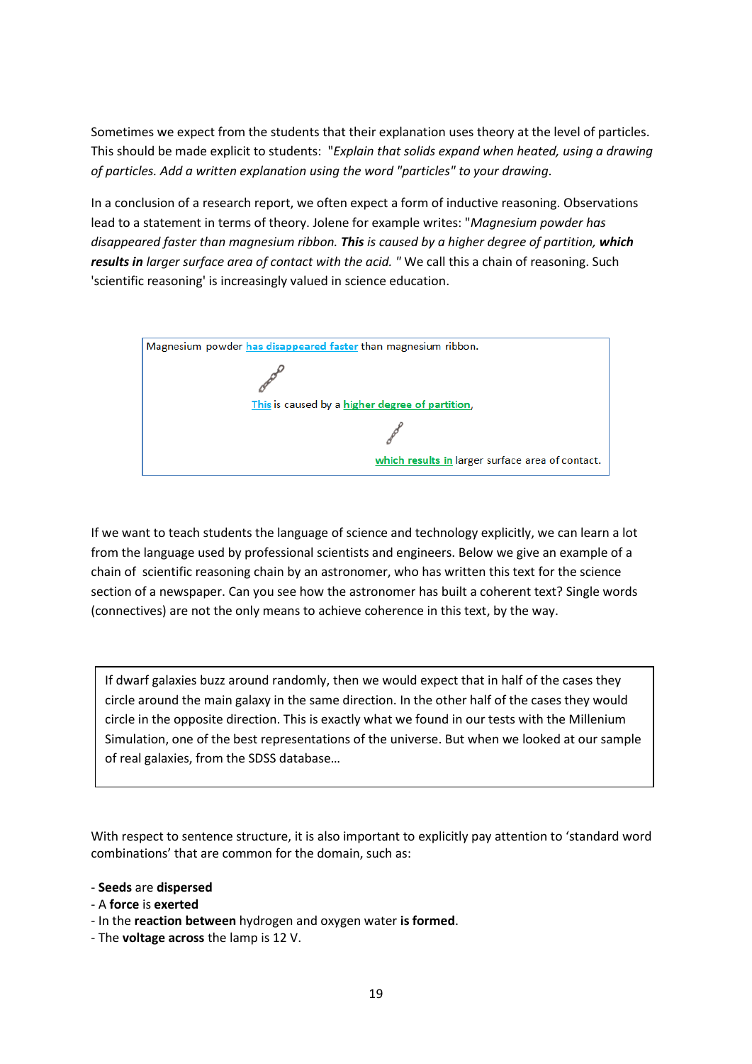Sometimes we expect from the students that their explanation uses theory at the level of particles. This should be made explicit to students: "*Explain that solids expand when heated, using a drawing of particles. Add a written explanation using the word "particles" to your drawing.*

In a conclusion of a research report, we often expect a form of inductive reasoning. Observations lead to a statement in terms of theory. Jolene for example writes: "*Magnesium powder has disappeared faster than magnesium ribbon. **This** is caused by a higher degree of partition, **which results in** larger surface area of contact with the acid.* " We call this a chain of reasoning. Such 'scientific reasoning' is increasingly valued in science education.

> Magnesium powder has disappeared faster than magnesium ribbon.
>
> This is caused by a higher degree of partition,
>
> which results in larger surface area of contact.

If we want to teach students the language of science and technology explicitly, we can learn a lot from the language used by professional scientists and engineers. Below we give an example of a chain of scientific reasoning chain by an astronomer, who has written this text for the science section of a newspaper. Can you see how the astronomer has built a coherent text? Single words (connectives) are not the only means to achieve coherence in this text, by the way.

> If dwarf galaxies buzz around randomly, then we would expect that in half of the cases they circle around the main galaxy in the same direction. In the other half of the cases they would circle in the opposite direction. This is exactly what we found in our tests with the Millenium Simulation, one of the best representations of the universe. But when we looked at our sample of real galaxies, from the SDSS database…

With respect to sentence structure, it is also important to explicitly pay attention to 'standard word combinations' that are common for the domain, such as:

- **Seeds** are **dispersed**
- A **force** is **exerted**
- In the **reaction between** hydrogen and oxygen water **is formed**.
- The **voltage across** the lamp is 12 V.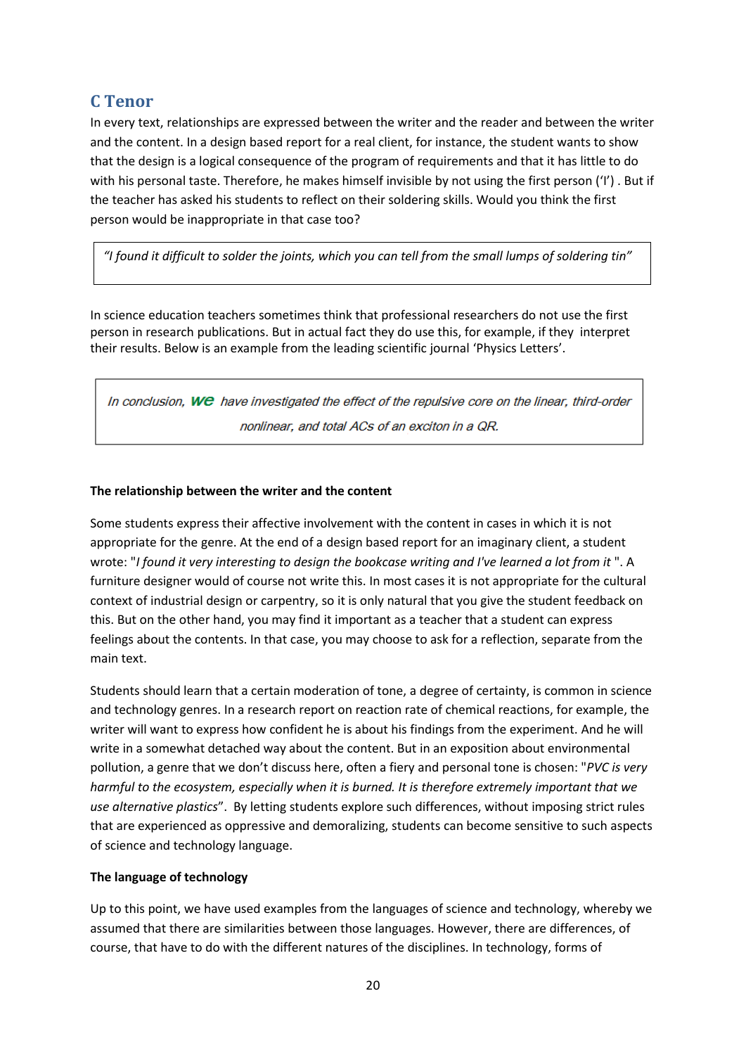## C Tenor

In every text, relationships are expressed between the writer and the reader and between the writer and the content. In a design based report for a real client, for instance, the student wants to show that the design is a logical consequence of the program of requirements and that it has little to do with his personal taste. Therefore, he makes himself invisible by not using the first person ('I') . But if the teacher has asked his students to reflect on their soldering skills. Would you think the first person would be inappropriate in that case too?

> *"I found it difficult to solder the joints, which you can tell from the small lumps of soldering tin"*

In science education teachers sometimes think that professional researchers do not use the first person in research publications. But in actual fact they do use this, for example, if they interpret their results. Below is an example from the leading scientific journal 'Physics Letters'.

> *In conclusion,* ***we*** *have investigated the effect of the repulsive core on the linear, third-order nonlinear, and total ACs of an exciton in a QR.*

**The relationship between the writer and the content**

Some students express their affective involvement with the content in cases in which it is not appropriate for the genre. At the end of a design based report for an imaginary client, a student wrote: "*I found it very interesting to design the bookcase writing and I've learned a lot from it* ". A furniture designer would of course not write this. In most cases it is not appropriate for the cultural context of industrial design or carpentry, so it is only natural that you give the student feedback on this. But on the other hand, you may find it important as a teacher that a student can express feelings about the contents. In that case, you may choose to ask for a reflection, separate from the main text.

Students should learn that a certain moderation of tone, a degree of certainty, is common in science and technology genres. In a research report on reaction rate of chemical reactions, for example, the writer will want to express how confident he is about his findings from the experiment. And he will write in a somewhat detached way about the content. But in an exposition about environmental pollution, a genre that we don't discuss here, often a fiery and personal tone is chosen: "*PVC is very harmful to the ecosystem, especially when it is burned. It is therefore extremely important that we use alternative plastics*". By letting students explore such differences, without imposing strict rules that are experienced as oppressive and demoralizing, students can become sensitive to such aspects of science and technology language.

**The language of technology**

Up to this point, we have used examples from the languages of science and technology, whereby we assumed that there are similarities between those languages. However, there are differences, of course, that have to do with the different natures of the disciplines. In technology, forms of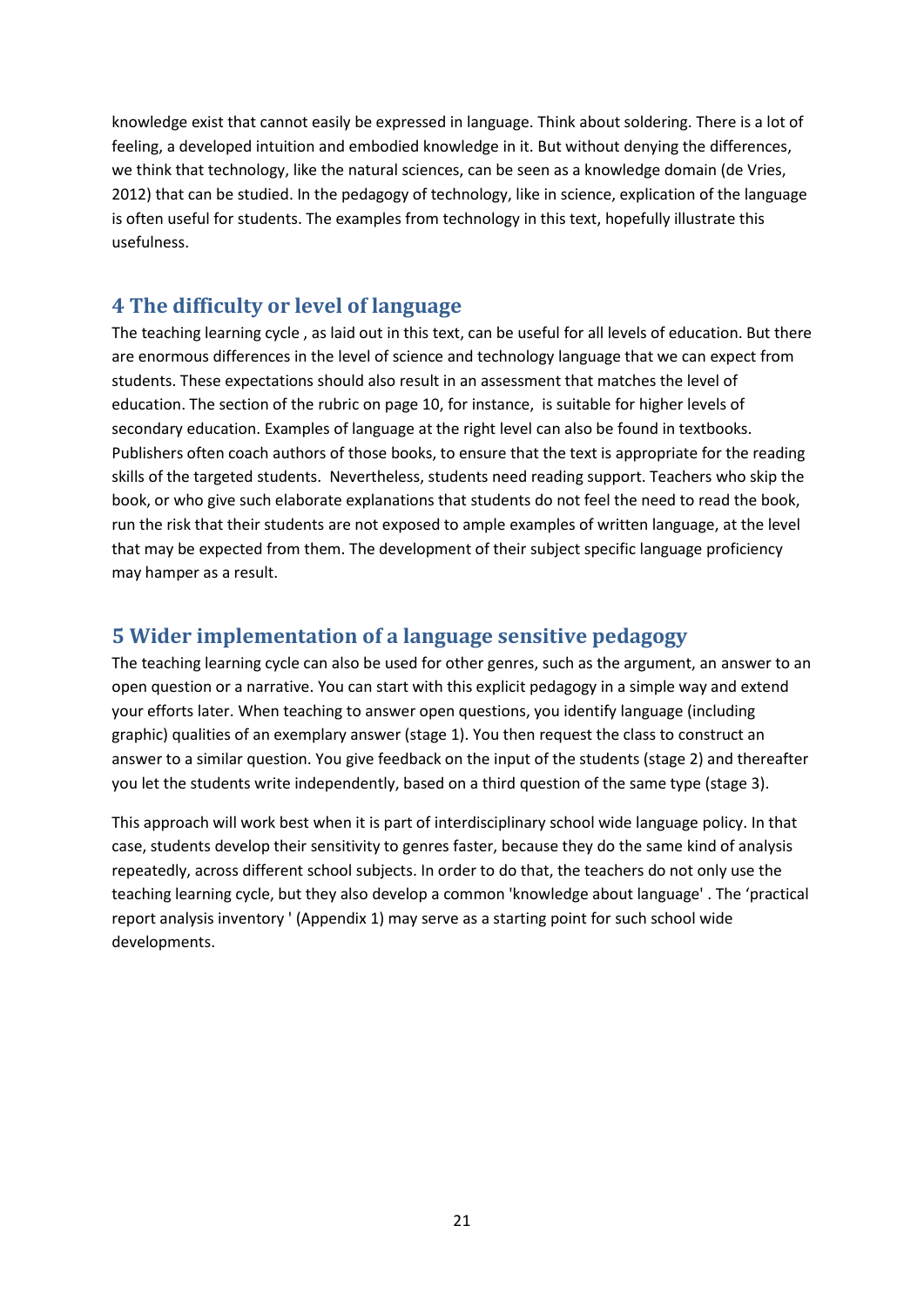knowledge exist that cannot easily be expressed in language. Think about soldering. There is a lot of feeling, a developed intuition and embodied knowledge in it. But without denying the differences, we think that technology, like the natural sciences, can be seen as a knowledge domain (de Vries, 2012) that can be studied. In the pedagogy of technology, like in science, explication of the language is often useful for students. The examples from technology in this text, hopefully illustrate this usefulness.

## 4 The difficulty or level of language

The teaching learning cycle , as laid out in this text, can be useful for all levels of education. But there are enormous differences in the level of science and technology language that we can expect from students. These expectations should also result in an assessment that matches the level of education. The section of the rubric on page 10, for instance, is suitable for higher levels of secondary education. Examples of language at the right level can also be found in textbooks. Publishers often coach authors of those books, to ensure that the text is appropriate for the reading skills of the targeted students. Nevertheless, students need reading support. Teachers who skip the book, or who give such elaborate explanations that students do not feel the need to read the book, run the risk that their students are not exposed to ample examples of written language, at the level that may be expected from them. The development of their subject specific language proficiency may hamper as a result.

## 5 Wider implementation of a language sensitive pedagogy

The teaching learning cycle can also be used for other genres, such as the argument, an answer to an open question or a narrative. You can start with this explicit pedagogy in a simple way and extend your efforts later. When teaching to answer open questions, you identify language (including graphic) qualities of an exemplary answer (stage 1). You then request the class to construct an answer to a similar question. You give feedback on the input of the students (stage 2) and thereafter you let the students write independently, based on a third question of the same type (stage 3).

This approach will work best when it is part of interdisciplinary school wide language policy. In that case, students develop their sensitivity to genres faster, because they do the same kind of analysis repeatedly, across different school subjects. In order to do that, the teachers do not only use the teaching learning cycle, but they also develop a common 'knowledge about language' . The 'practical report analysis inventory ' (Appendix 1) may serve as a starting point for such school wide developments.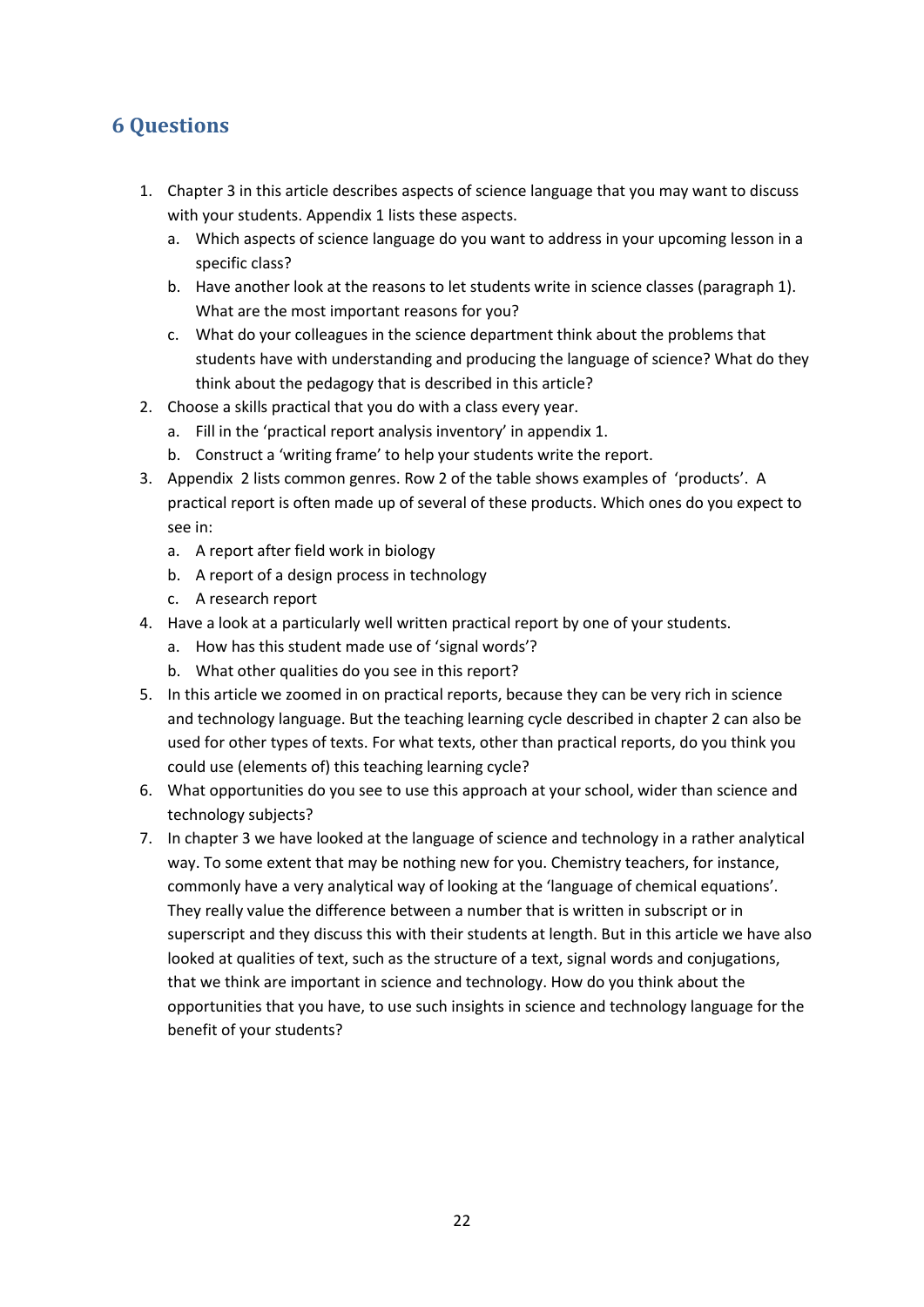## 6 Questions

1. Chapter 3 in this article describes aspects of science language that you may want to discuss with your students. Appendix 1 lists these aspects.
   a. Which aspects of science language do you want to address in your upcoming lesson in a specific class?
   b. Have another look at the reasons to let students write in science classes (paragraph 1). What are the most important reasons for you?
   c. What do your colleagues in the science department think about the problems that students have with understanding and producing the language of science? What do they think about the pedagogy that is described in this article?
2. Choose a skills practical that you do with a class every year.
   a. Fill in the 'practical report analysis inventory' in appendix 1.
   b. Construct a 'writing frame' to help your students write the report.
3. Appendix 2 lists common genres. Row 2 of the table shows examples of 'products'. A practical report is often made up of several of these products. Which ones do you expect to see in:
   a. A report after field work in biology
   b. A report of a design process in technology
   c. A research report
4. Have a look at a particularly well written practical report by one of your students.
   a. How has this student made use of 'signal words'?
   b. What other qualities do you see in this report?
5. In this article we zoomed in on practical reports, because they can be very rich in science and technology language. But the teaching learning cycle described in chapter 2 can also be used for other types of texts. For what texts, other than practical reports, do you think you could use (elements of) this teaching learning cycle?
6. What opportunities do you see to use this approach at your school, wider than science and technology subjects?
7. In chapter 3 we have looked at the language of science and technology in a rather analytical way. To some extent that may be nothing new for you. Chemistry teachers, for instance, commonly have a very analytical way of looking at the 'language of chemical equations'. They really value the difference between a number that is written in subscript or in superscript and they discuss this with their students at length. But in this article we have also looked at qualities of text, such as the structure of a text, signal words and conjugations, that we think are important in science and technology. How do you think about the opportunities that you have, to use such insights in science and technology language for the benefit of your students?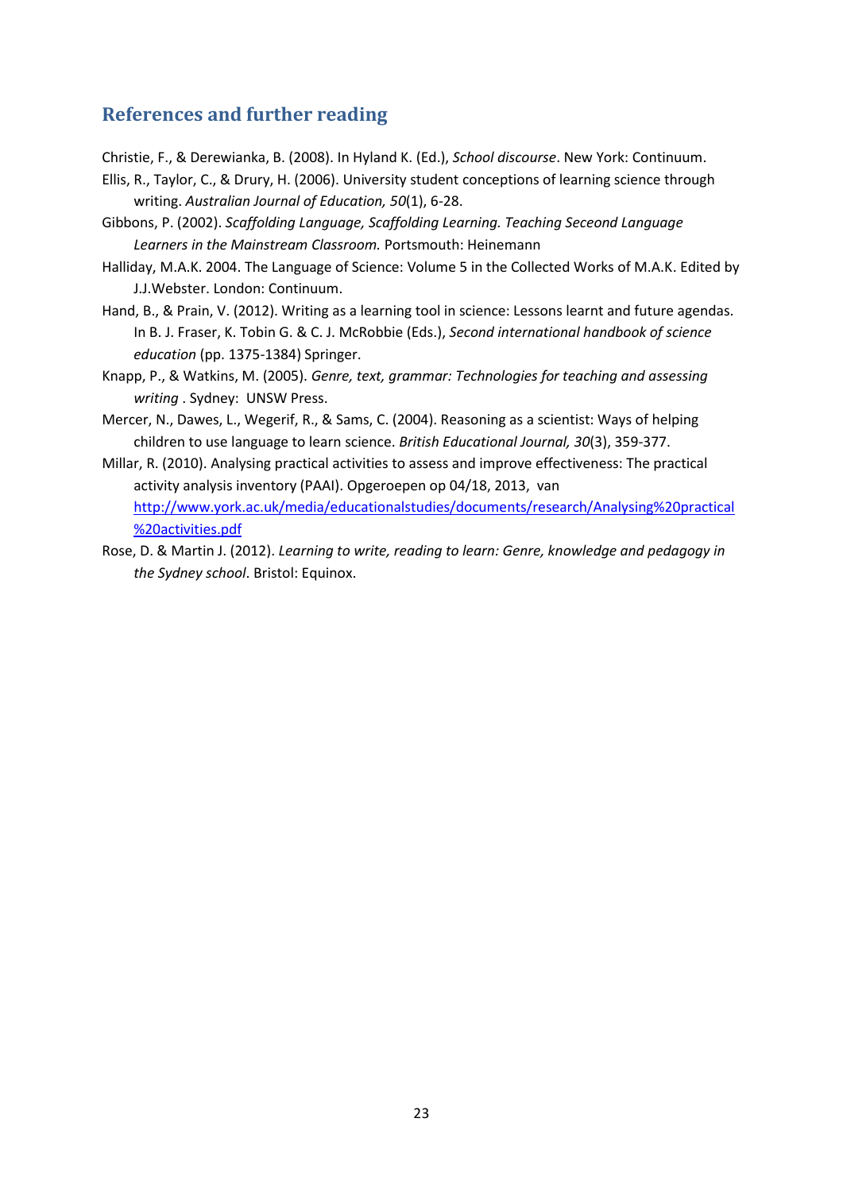## References and further reading

Christie, F., & Derewianka, B. (2008). In Hyland K. (Ed.), *School discourse*. New York: Continuum.

Ellis, R., Taylor, C., & Drury, H. (2006). University student conceptions of learning science through writing. *Australian Journal of Education, 50*(1), 6-28.

Gibbons, P. (2002). *Scaffolding Language, Scaffolding Learning. Teaching Seceond Language Learners in the Mainstream Classroom.* Portsmouth: Heinemann

Halliday, M.A.K. 2004. The Language of Science: Volume 5 in the Collected Works of M.A.K. Edited by J.J.Webster. London: Continuum.

Hand, B., & Prain, V. (2012). Writing as a learning tool in science: Lessons learnt and future agendas. In B. J. Fraser, K. Tobin G. & C. J. McRobbie (Eds.), *Second international handbook of science education* (pp. 1375-1384) Springer.

Knapp, P., & Watkins, M. (2005). *Genre, text, grammar: Technologies for teaching and assessing writing* . Sydney: UNSW Press.

Mercer, N., Dawes, L., Wegerif, R., & Sams, C. (2004). Reasoning as a scientist: Ways of helping children to use language to learn science. *British Educational Journal, 30*(3), 359-377.

Millar, R. (2010). Analysing practical activities to assess and improve effectiveness: The practical activity analysis inventory (PAAI). Opgeroepen op 04/18, 2013, van [http://www.york.ac.uk/media/educationalstudies/documents/research/Analysing%20practical%20activities.pdf](http://www.york.ac.uk/media/educationalstudies/documents/research/Analysing%20practical%20activities.pdf)

Rose, D. & Martin J. (2012). *Learning to write, reading to learn: Genre, knowledge and pedagogy in the Sydney school*. Bristol: Equinox.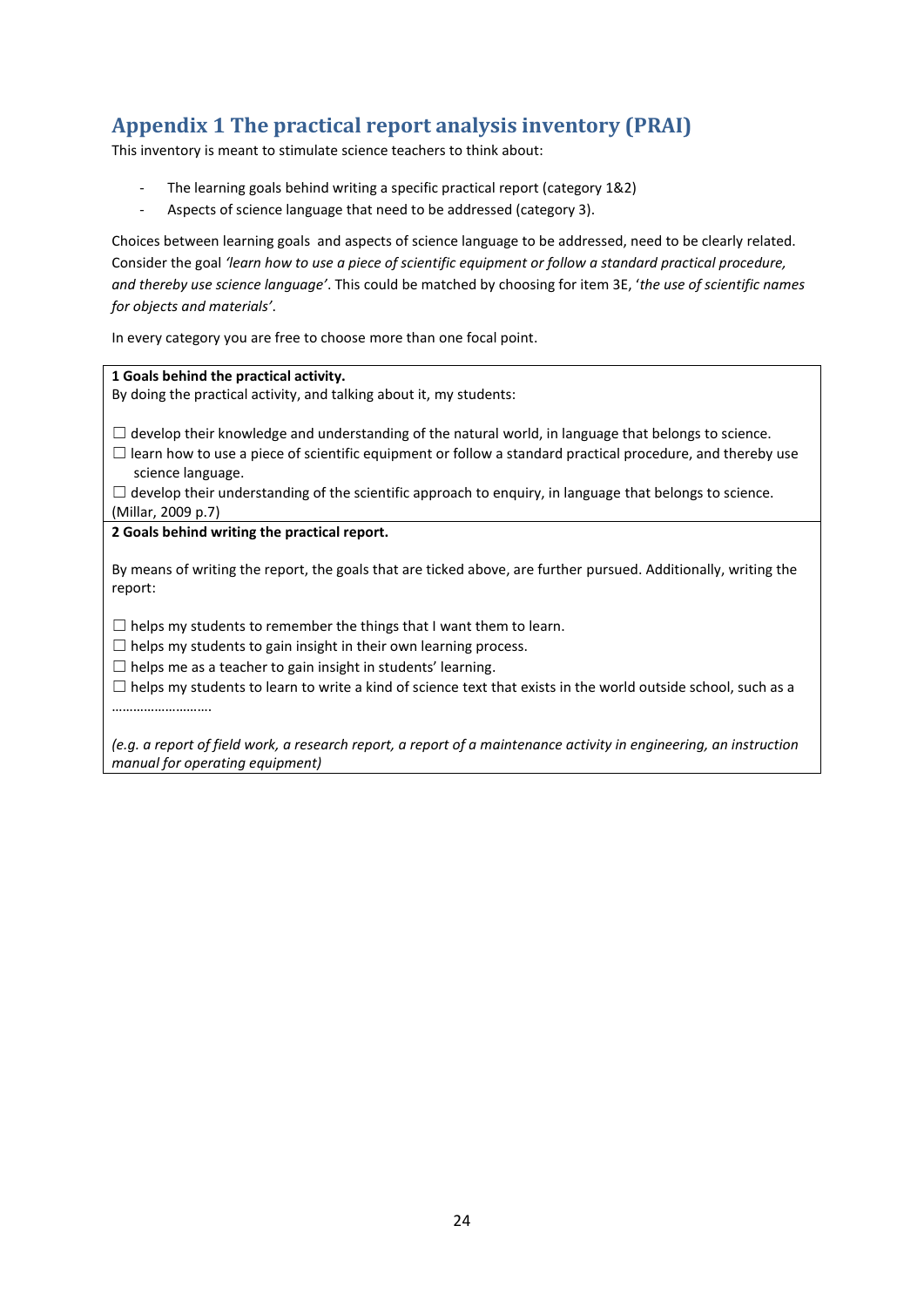## Appendix 1 The practical report analysis inventory (PRAI)

This inventory is meant to stimulate science teachers to think about:

- The learning goals behind writing a specific practical report (category 1&2)
- Aspects of science language that need to be addressed (category 3).

Choices between learning goals and aspects of science language to be addressed, need to be clearly related. Consider the goal *'learn how to use a piece of scientific equipment or follow a standard practical procedure, and thereby use science language'*. This could be matched by choosing for item 3E, '*the use of scientific names for objects and materials'*.

In every category you are free to choose more than one focal point.

**1 Goals behind the practical activity.**
By doing the practical activity, and talking about it, my students:

☐ develop their knowledge and understanding of the natural world, in language that belongs to science.
☐ learn how to use a piece of scientific equipment or follow a standard practical procedure, and thereby use science language.
☐ develop their understanding of the scientific approach to enquiry, in language that belongs to science.
(Millar, 2009 p.7)

**2 Goals behind writing the practical report.**

By means of writing the report, the goals that are ticked above, are further pursued. Additionally, writing the report:

☐ helps my students to remember the things that I want them to learn.
☐ helps my students to gain insight in their own learning process.
☐ helps me as a teacher to gain insight in students' learning.
☐ helps my students to learn to write a kind of science text that exists in the world outside school, such as a ……………………..

*(e.g. a report of field work, a research report, a report of a maintenance activity in engineering, an instruction manual for operating equipment)*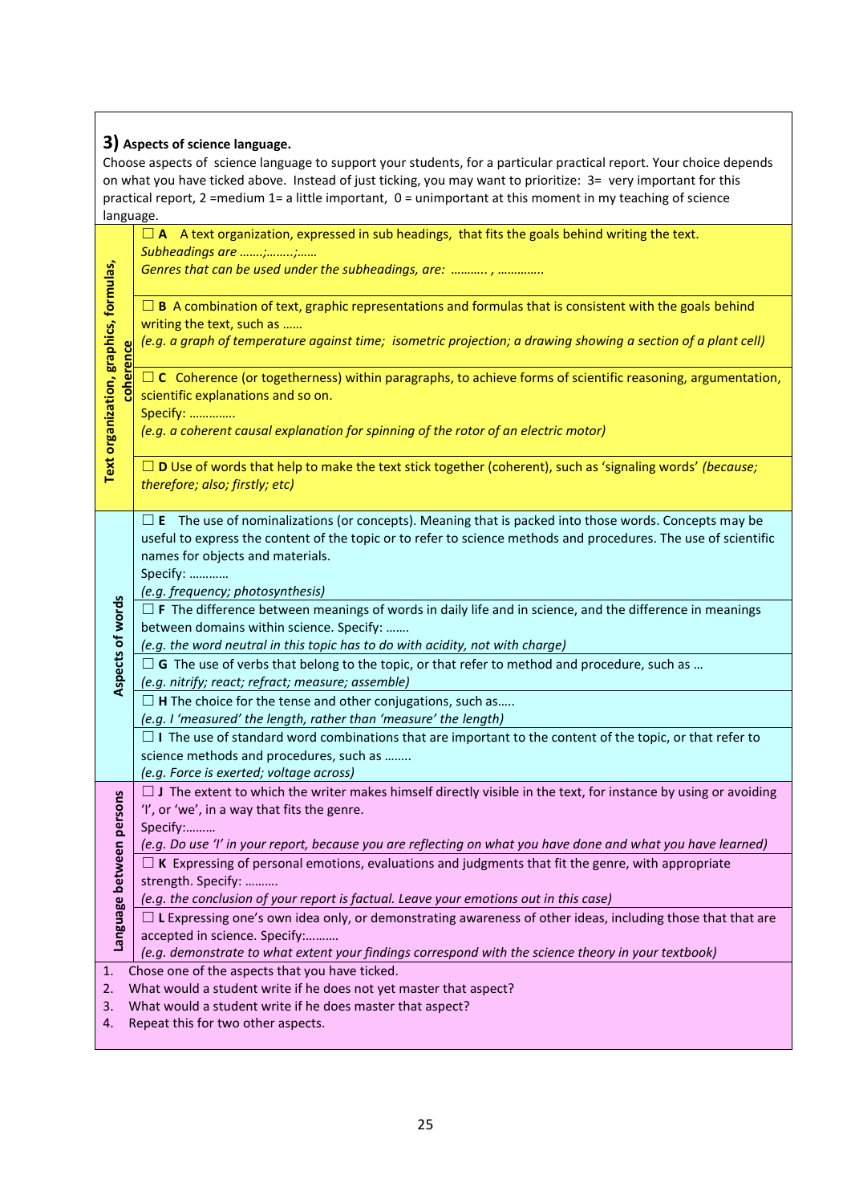### 3) Aspects of science language.

Choose aspects of science language to support your students, for a particular practical report. Your choice depends on what you have ticked above. Instead of just ticking, you may want to prioritize: 3= very important for this practical report, 2 =medium 1= a little important, 0 = unimportant at this moment in my teaching of science language.

| Category | Aspect |
|---|---|
| Text organization, graphics, formulas, coherence | ☐ **A** A text organization, expressed in sub headings, that fits the goals behind writing the text. *Subheadings are …….;……..;……* *Genres that can be used under the subheadings, are: ……….. , ………….* |
| | ☐ **B** A combination of text, graphic representations and formulas that is consistent with the goals behind writing the text, such as …… *(e.g. a graph of temperature against time; isometric projection; a drawing showing a section of a plant cell)* |
| | ☐ **C** Coherence (or togetherness) within paragraphs, to achieve forms of scientific reasoning, argumentation, scientific explanations and so on. Specify: …………. *(e.g. a coherent causal explanation for spinning of the rotor of an electric motor)* |
| | ☐ **D** Use of words that help to make the text stick together (coherent), such as 'signaling words' *(because; therefore; also; firstly; etc)* |
| Aspects of words | ☐ **E** The use of nominalizations (or concepts). Meaning that is packed into those words. Concepts may be useful to express the content of the topic or to refer to science methods and procedures. The use of scientific names for objects and materials. Specify: ……….. *(e.g. frequency; photosynthesis)* |
| | ☐ **F** The difference between meanings of words in daily life and in science, and the difference in meanings between domains within science. Specify: ……. *(e.g. the word neutral in this topic has to do with acidity, not with charge)* |
| | ☐ **G** The use of verbs that belong to the topic, or that refer to method and procedure, such as … *(e.g. nitrify; react; refract; measure; assemble)* |
| | ☐ **H** The choice for the tense and other conjugations, such as….. *(e.g. I 'measured' the length, rather than 'measure' the length)* |
| | ☐ **I** The use of standard word combinations that are important to the content of the topic, or that refer to science methods and procedures, such as …….. *(e.g. Force is exerted; voltage across)* |
| Language between persons | ☐ **J** The extent to which the writer makes himself directly visible in the text, for instance by using or avoiding 'I', or 'we', in a way that fits the genre. Specify:……… *(e.g. Do use 'I' in your report, because you are reflecting on what you have done and what you have learned)* |
| | ☐ **K** Expressing of personal emotions, evaluations and judgments that fit the genre, with appropriate strength. Specify: ………. *(e.g. the conclusion of your report is factual. Leave your emotions out in this case)* |
| | ☐ **L** Expressing one's own idea only, or demonstrating awareness of other ideas, including those that that are accepted in science. Specify:………. *(e.g. demonstrate to what extent your findings correspond with the science theory in your textbook)* |

1. Chose one of the aspects that you have ticked.
2. What would a student write if he does not yet master that aspect?
3. What would a student write if he does master that aspect?
4. Repeat this for two other aspects.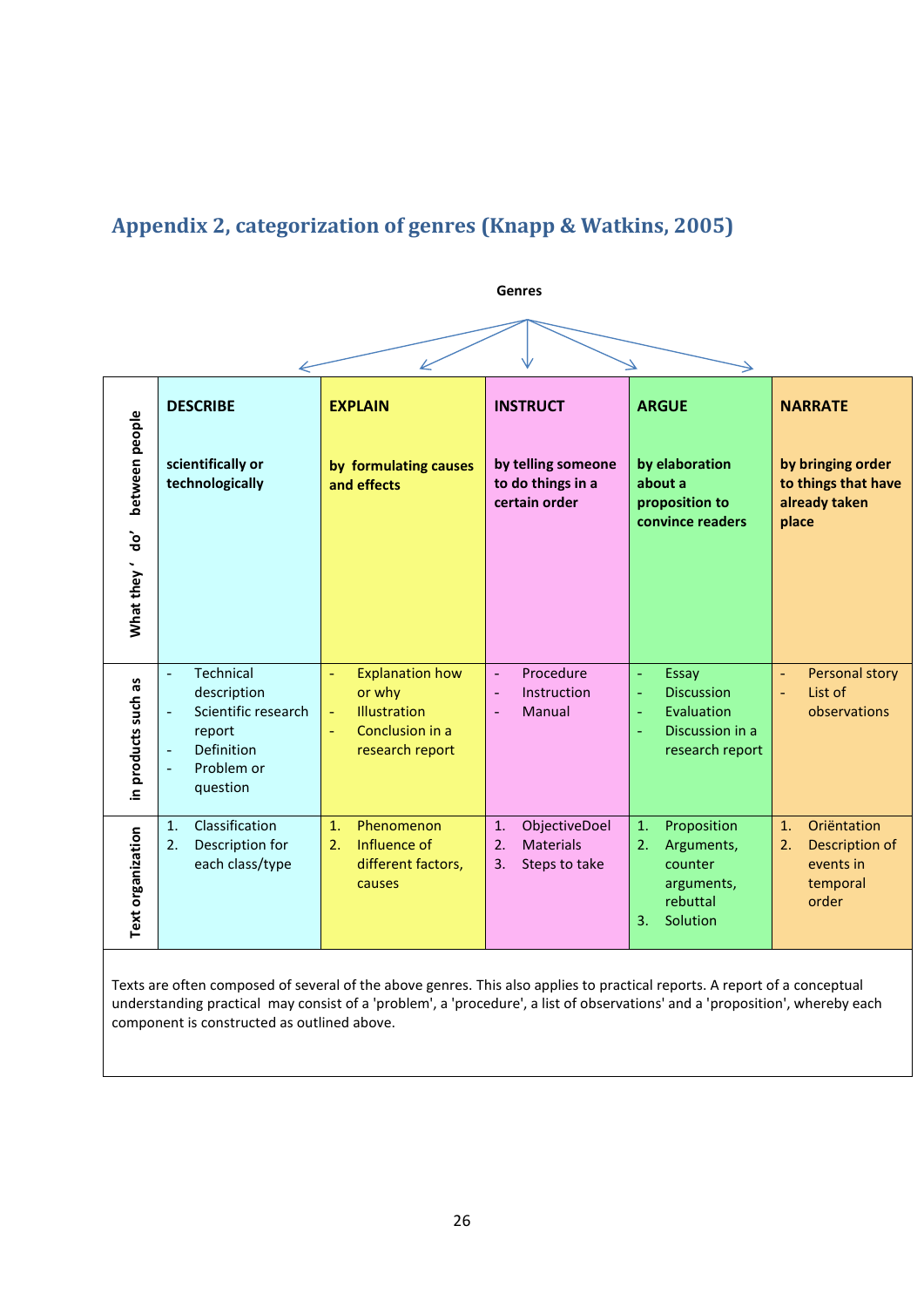## Appendix 2, categorization of genres (Knapp & Watkins, 2005)

**Genres**

| | DESCRIBE | EXPLAIN | INSTRUCT | ARGUE | NARRATE |
|---|---|---|---|---|---|
| **What they ' do' between people** | **scientifically or technologically** | **by formulating causes and effects** | **by telling someone to do things in a certain order** | **by elaboration about a proposition to convince readers** | **by bringing order to things that have already taken place** |
| **in products such as** | - Technical description<br>- Scientific research report<br>- Definition<br>- Problem or question | - Explanation how or why<br>- Illustration<br>- Conclusion in a research report | - Procedure<br>- Instruction<br>- Manual | - Essay<br>- Discussion<br>- Evaluation<br>- Discussion in a research report | - Personal story<br>- List of observations |
| **Text organization** | 1. Classification<br>2. Description for each class/type | 1. Phenomenon<br>2. Influence of different factors, causes | 1. ObjectiveDoel<br>2. Materials<br>3. Steps to take | 1. Proposition<br>2. Arguments, counter arguments, rebuttal<br>3. Solution | 1. Oriëntation<br>2. Description of events in temporal order |

Texts are often composed of several of the above genres. This also applies to practical reports. A report of a conceptual understanding practical may consist of a 'problem', a 'procedure', a list of observations' and a 'proposition', whereby each component is constructed as outlined above.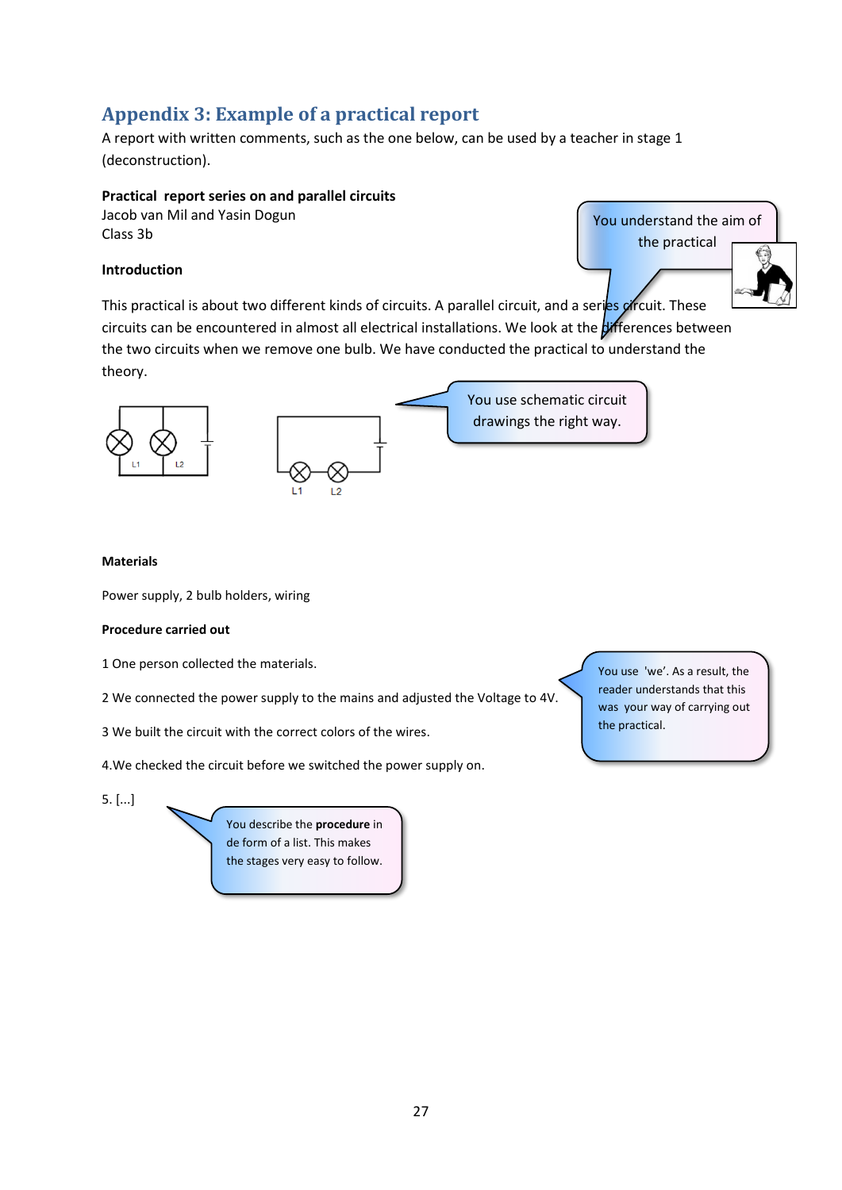## Appendix 3: Example of a practical report

A report with written comments, such as the one below, can be used by a teacher in stage 1 (deconstruction).

**Practical report series on and parallel circuits**
Jacob van Mil and Yasin Dogun
Class 3b

> You understand the aim of the practical

**Introduction**

This practical is about two different kinds of circuits. A parallel circuit, and a series circuit. These circuits can be encountered in almost all electrical installations. We look at the differences between the two circuits when we remove one bulb. We have conducted the practical to understand the theory.

> You use schematic circuit drawings the right way.

L1 L2

L1 L2

**Materials**

Power supply, 2 bulb holders, wiring

**Procedure carried out**

1 One person collected the materials.

2 We connected the power supply to the mains and adjusted the Voltage to 4V.

3 We built the circuit with the correct colors of the wires.

4.We checked the circuit before we switched the power supply on.

5. [...]

> You use 'we'. As a result, the reader understands that this was your way of carrying out the practical.

> You describe the **procedure** in de form of a list. This makes the stages very easy to follow.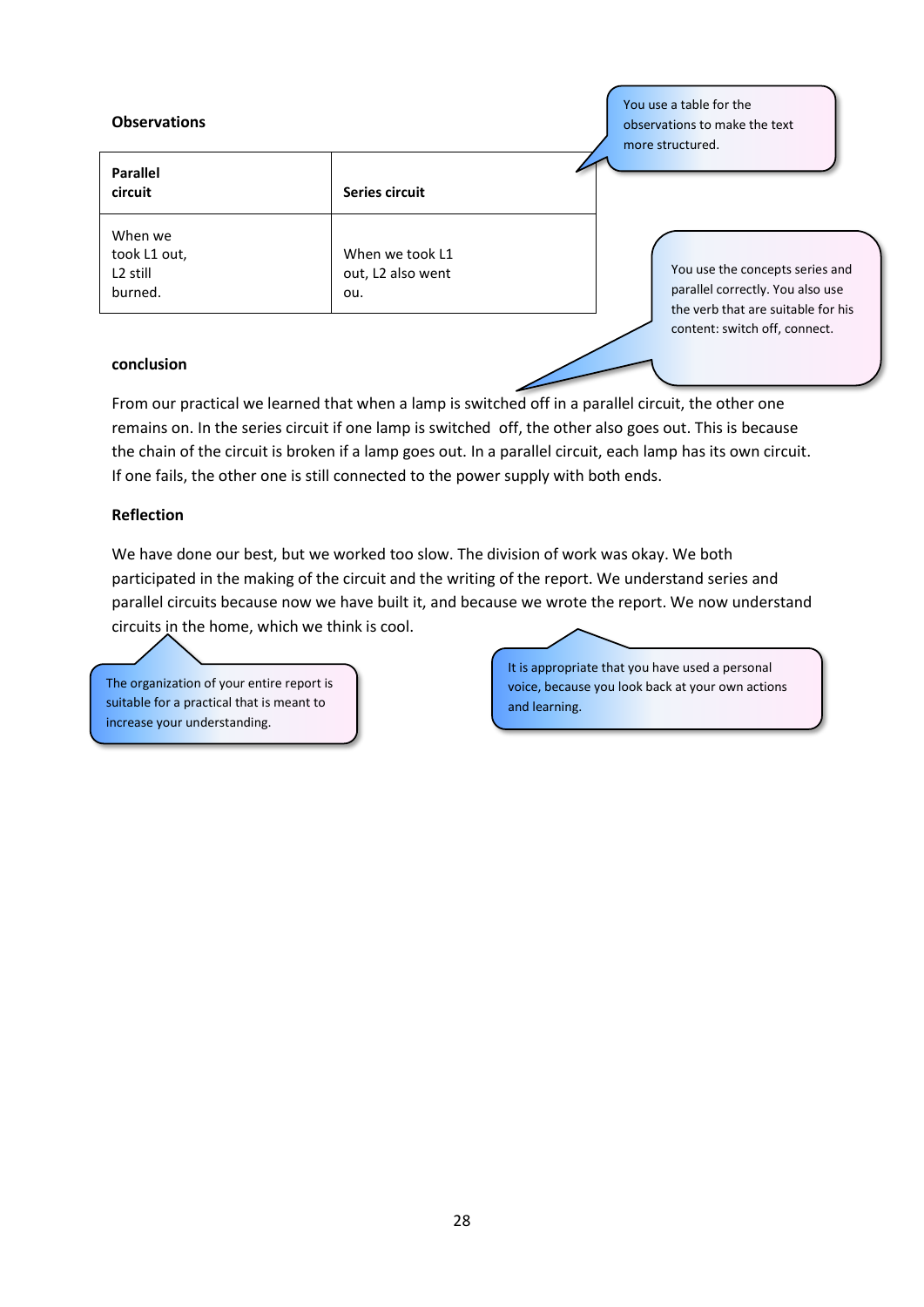**Observations**

| Parallel circuit | Series circuit |
|---|---|
| When we took L1 out, L2 still burned. | When we took L1 out, L2 also went ou. |

> You use a table for the observations to make the text more structured.

> You use the concepts series and parallel correctly. You also use the verb that are suitable for his content: switch off, connect.

**conclusion**

From our practical we learned that when a lamp is switched off in a parallel circuit, the other one remains on. In the series circuit if one lamp is switched off, the other also goes out. This is because the chain of the circuit is broken if a lamp goes out. In a parallel circuit, each lamp has its own circuit. If one fails, the other one is still connected to the power supply with both ends.

**Reflection**

We have done our best, but we worked too slow. The division of work was okay. We both participated in the making of the circuit and the writing of the report. We understand series and parallel circuits because now we have built it, and because we wrote the report. We now understand circuits in the home, which we think is cool.

> The organization of your entire report is suitable for a practical that is meant to increase your understanding.

> It is appropriate that you have used a personal voice, because you look back at your own actions and learning.